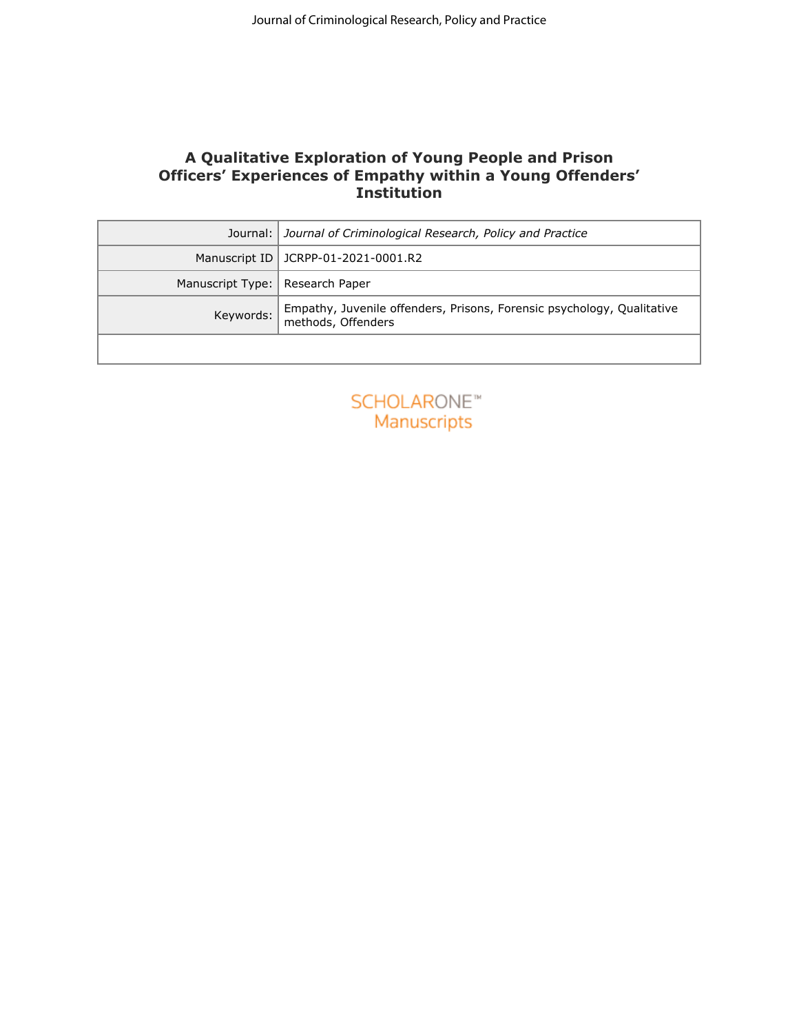# A Qualitative Exploration of Young People and Prison Officers' Experiences of Empathy within a Young Offenders' Institution

| | |
|---|---|
| Journal: | *Journal of Criminological Research, Policy and Practice* |
| Manuscript ID | JCRPP-01-2021-0001.R2 |
| Manuscript Type: | Research Paper |
| Keywords: | Empathy, Juvenile offenders, Prisons, Forensic psychology, Qualitative methods, Offenders |

SCHOLARONE™ Manuscripts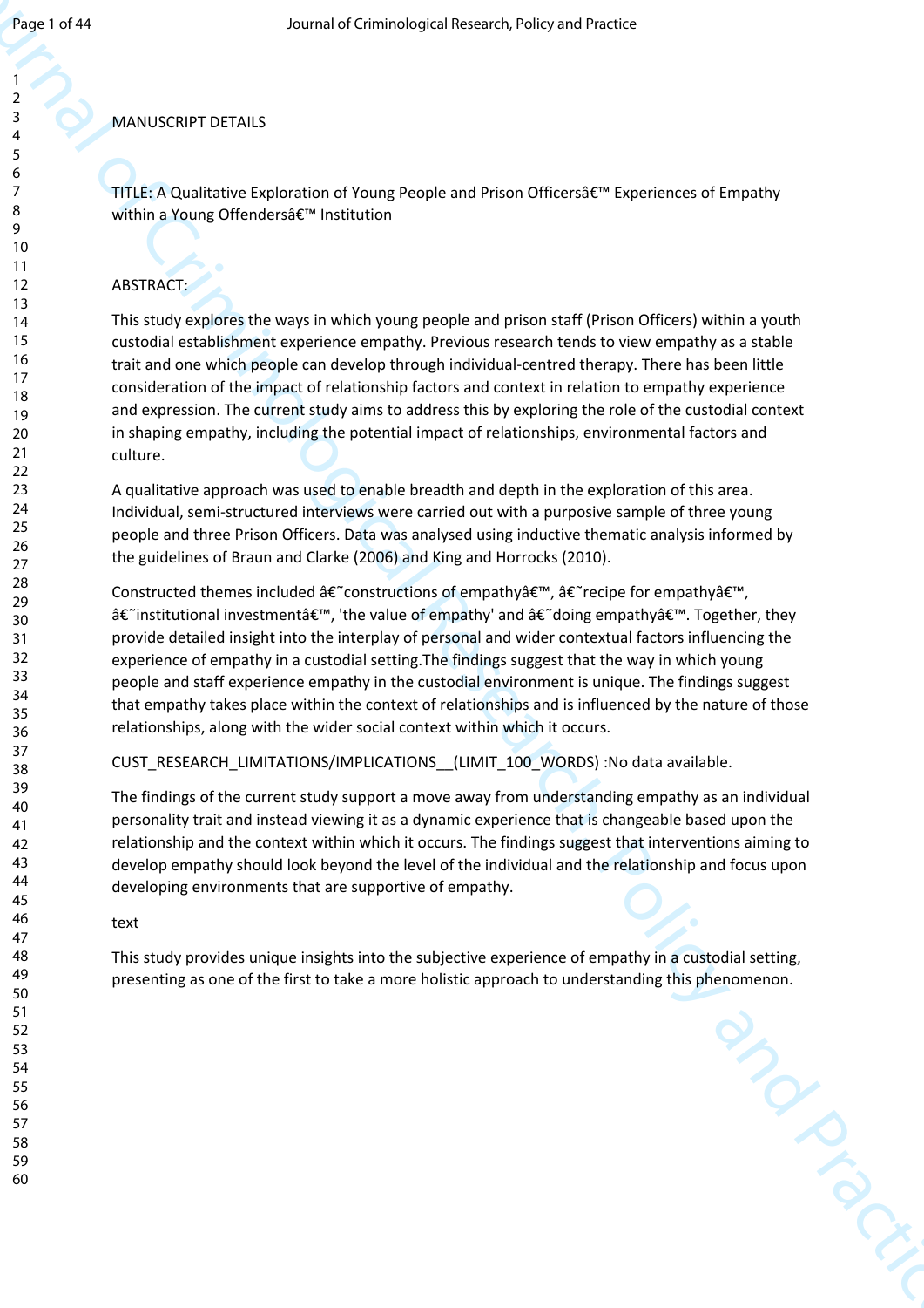MANUSCRIPT DETAILS

TITLE: A Qualitative Exploration of Young People and Prison Officersâ€™ Experiences of Empathy within a Young Offendersâ€™ Institution

ABSTRACT:

This study explores the ways in which young people and prison staff (Prison Officers) within a youth custodial establishment experience empathy. Previous research tends to view empathy as a stable trait and one which people can develop through individual-centred therapy. There has been little consideration of the impact of relationship factors and context in relation to empathy experience and expression. The current study aims to address this by exploring the role of the custodial context in shaping empathy, including the potential impact of relationships, environmental factors and culture.

A qualitative approach was used to enable breadth and depth in the exploration of this area. Individual, semi-structured interviews were carried out with a purposive sample of three young people and three Prison Officers. Data was analysed using inductive thematic analysis informed by the guidelines of Braun and Clarke (2006) and King and Horrocks (2010).

Constructed themes included â€˜constructions of empathyâ€™, â€˜recipe for empathyâ€™, â€˜institutional investmentâ€™, 'the value of empathy' and â€˜doing empathyâ€™. Together, they provide detailed insight into the interplay of personal and wider contextual factors influencing the experience of empathy in a custodial setting.The findings suggest that the way in which young people and staff experience empathy in the custodial environment is unique. The findings suggest that empathy takes place within the context of relationships and is influenced by the nature of those relationships, along with the wider social context within which it occurs.

CUST_RESEARCH_LIMITATIONS/IMPLICATIONS__(LIMIT_100_WORDS) :No data available.

The findings of the current study support a move away from understanding empathy as an individual personality trait and instead viewing it as a dynamic experience that is changeable based upon the relationship and the context within which it occurs. The findings suggest that interventions aiming to develop empathy should look beyond the level of the individual and the relationship and focus upon developing environments that are supportive of empathy.

text

This study provides unique insights into the subjective experience of empathy in a custodial setting, presenting as one of the first to take a more holistic approach to understanding this phenomenon.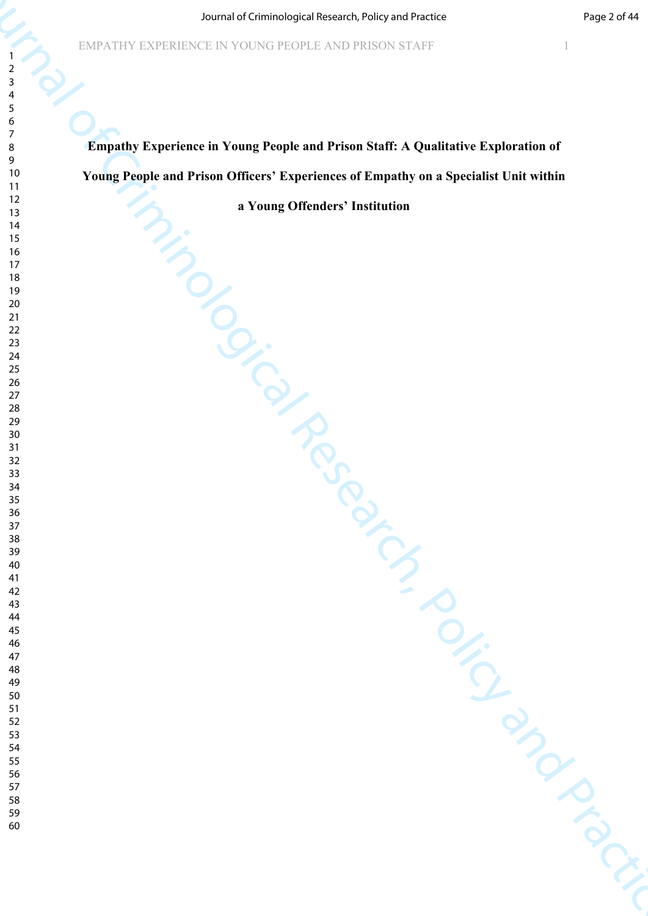# Empathy Experience in Young People and Prison Staff: A Qualitative Exploration of Young People and Prison Officers' Experiences of Empathy on a Specialist Unit within a Young Offenders' Institution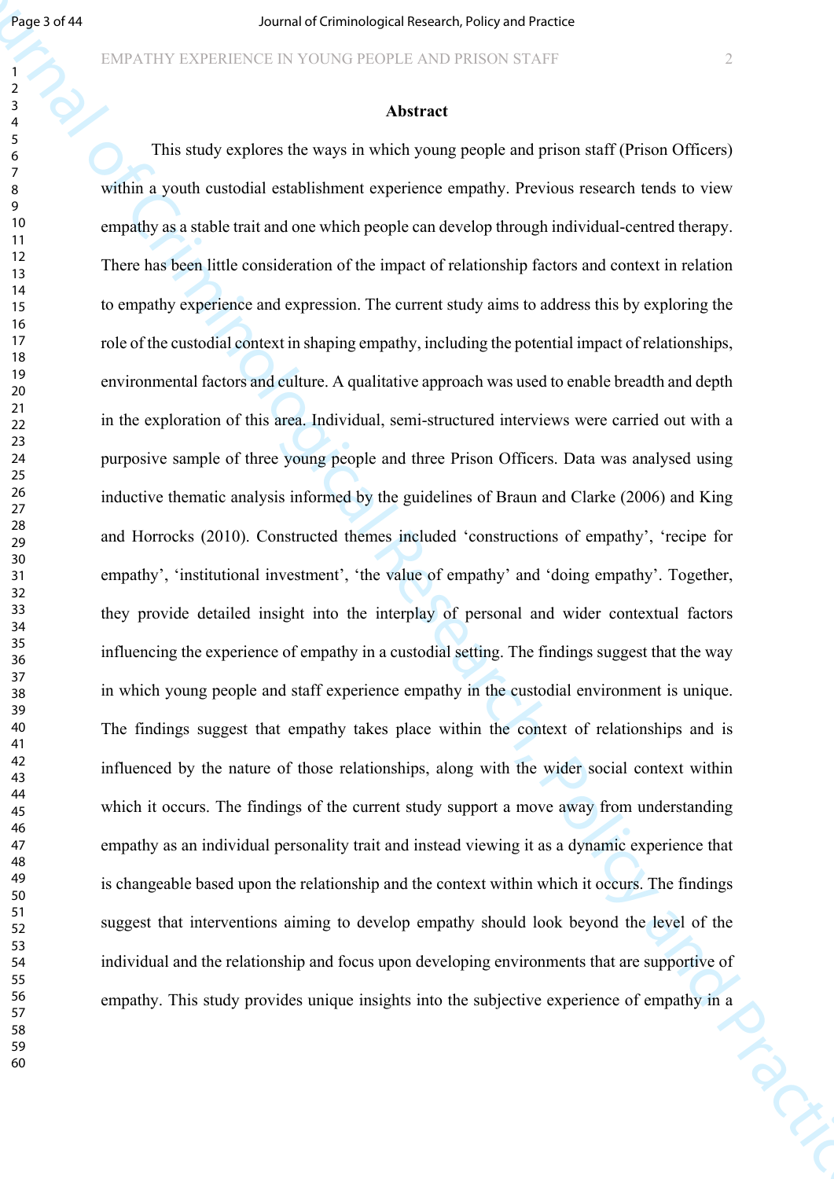## Abstract

This study explores the ways in which young people and prison staff (Prison Officers) within a youth custodial establishment experience empathy. Previous research tends to view empathy as a stable trait and one which people can develop through individual-centred therapy. There has been little consideration of the impact of relationship factors and context in relation to empathy experience and expression. The current study aims to address this by exploring the role of the custodial context in shaping empathy, including the potential impact of relationships, environmental factors and culture. A qualitative approach was used to enable breadth and depth in the exploration of this area. Individual, semi-structured interviews were carried out with a purposive sample of three young people and three Prison Officers. Data was analysed using inductive thematic analysis informed by the guidelines of Braun and Clarke (2006) and King and Horrocks (2010). Constructed themes included 'constructions of empathy', 'recipe for empathy', 'institutional investment', 'the value of empathy' and 'doing empathy'. Together, they provide detailed insight into the interplay of personal and wider contextual factors influencing the experience of empathy in a custodial setting. The findings suggest that the way in which young people and staff experience empathy in the custodial environment is unique. The findings suggest that empathy takes place within the context of relationships and is influenced by the nature of those relationships, along with the wider social context within which it occurs. The findings of the current study support a move away from understanding empathy as an individual personality trait and instead viewing it as a dynamic experience that is changeable based upon the relationship and the context within which it occurs. The findings suggest that interventions aiming to develop empathy should look beyond the level of the individual and the relationship and focus upon developing environments that are supportive of empathy. This study provides unique insights into the subjective experience of empathy in a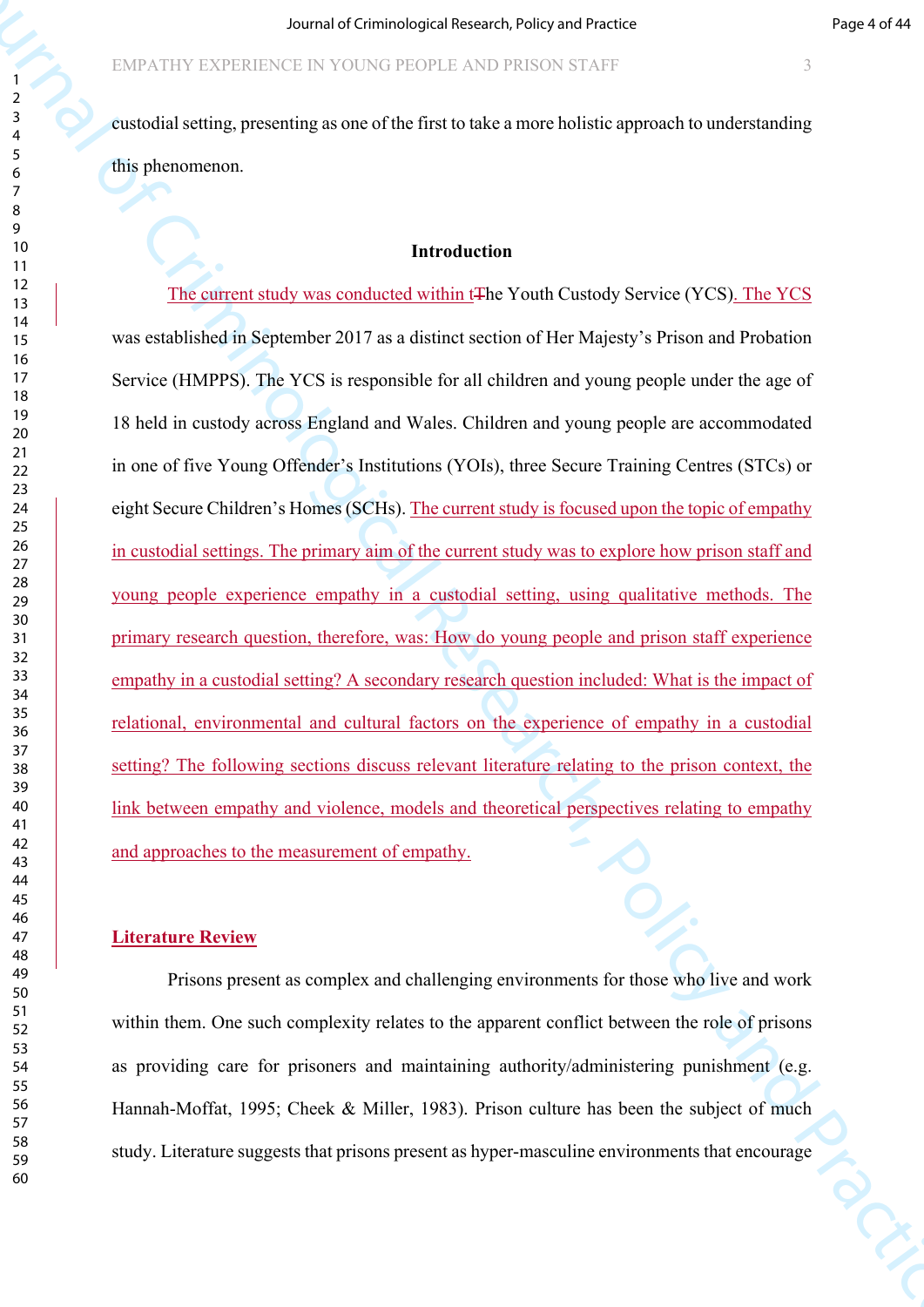custodial setting, presenting as one of the first to take a more holistic approach to understanding this phenomenon.

## Introduction

The current study was conducted within tThe Youth Custody Service (YCS). The YCS was established in September 2017 as a distinct section of Her Majesty's Prison and Probation Service (HMPPS). The YCS is responsible for all children and young people under the age of 18 held in custody across England and Wales. Children and young people are accommodated in one of five Young Offender's Institutions (YOIs), three Secure Training Centres (STCs) or eight Secure Children's Homes (SCHs). The current study is focused upon the topic of empathy in custodial settings. The primary aim of the current study was to explore how prison staff and young people experience empathy in a custodial setting, using qualitative methods. The primary research question, therefore, was: How do young people and prison staff experience empathy in a custodial setting? A secondary research question included: What is the impact of relational, environmental and cultural factors on the experience of empathy in a custodial setting? The following sections discuss relevant literature relating to the prison context, the link between empathy and violence, models and theoretical perspectives relating to empathy and approaches to the measurement of empathy.

## Literature Review

Prisons present as complex and challenging environments for those who live and work within them. One such complexity relates to the apparent conflict between the role of prisons as providing care for prisoners and maintaining authority/administering punishment (e.g. Hannah-Moffat, 1995; Cheek & Miller, 1983). Prison culture has been the subject of much study. Literature suggests that prisons present as hyper-masculine environments that encourage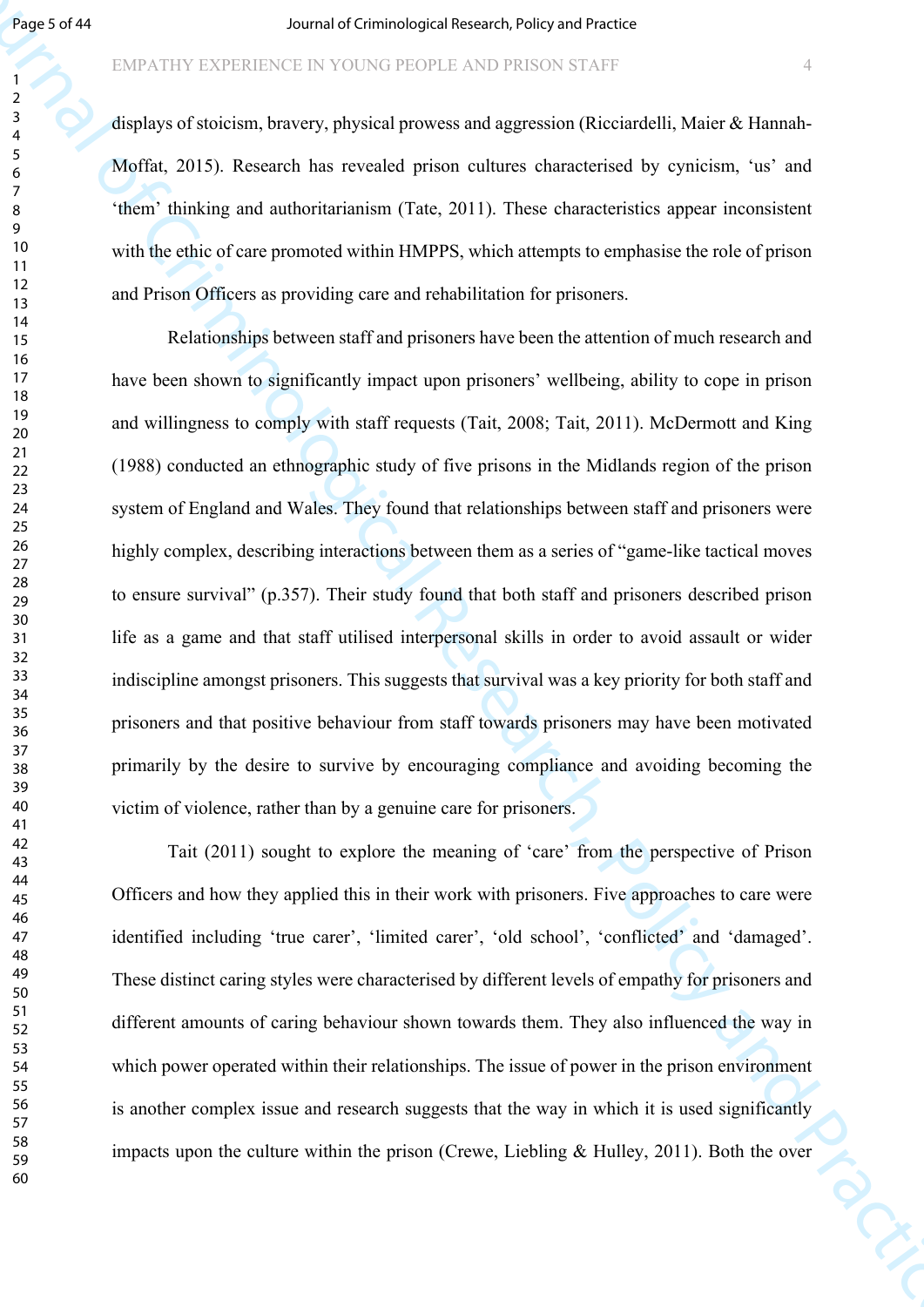displays of stoicism, bravery, physical prowess and aggression (Ricciardelli, Maier & Hannah-Moffat, 2015). Research has revealed prison cultures characterised by cynicism, 'us' and 'them' thinking and authoritarianism (Tate, 2011). These characteristics appear inconsistent with the ethic of care promoted within HMPPS, which attempts to emphasise the role of prison and Prison Officers as providing care and rehabilitation for prisoners.

Relationships between staff and prisoners have been the attention of much research and have been shown to significantly impact upon prisoners' wellbeing, ability to cope in prison and willingness to comply with staff requests (Tait, 2008; Tait, 2011). McDermott and King (1988) conducted an ethnographic study of five prisons in the Midlands region of the prison system of England and Wales. They found that relationships between staff and prisoners were highly complex, describing interactions between them as a series of "game-like tactical moves to ensure survival" (p.357). Their study found that both staff and prisoners described prison life as a game and that staff utilised interpersonal skills in order to avoid assault or wider indiscipline amongst prisoners. This suggests that survival was a key priority for both staff and prisoners and that positive behaviour from staff towards prisoners may have been motivated primarily by the desire to survive by encouraging compliance and avoiding becoming the victim of violence, rather than by a genuine care for prisoners.

Tait (2011) sought to explore the meaning of 'care' from the perspective of Prison Officers and how they applied this in their work with prisoners. Five approaches to care were identified including 'true carer', 'limited carer', 'old school', 'conflicted' and 'damaged'. These distinct caring styles were characterised by different levels of empathy for prisoners and different amounts of caring behaviour shown towards them. They also influenced the way in which power operated within their relationships. The issue of power in the prison environment is another complex issue and research suggests that the way in which it is used significantly impacts upon the culture within the prison (Crewe, Liebling & Hulley, 2011). Both the over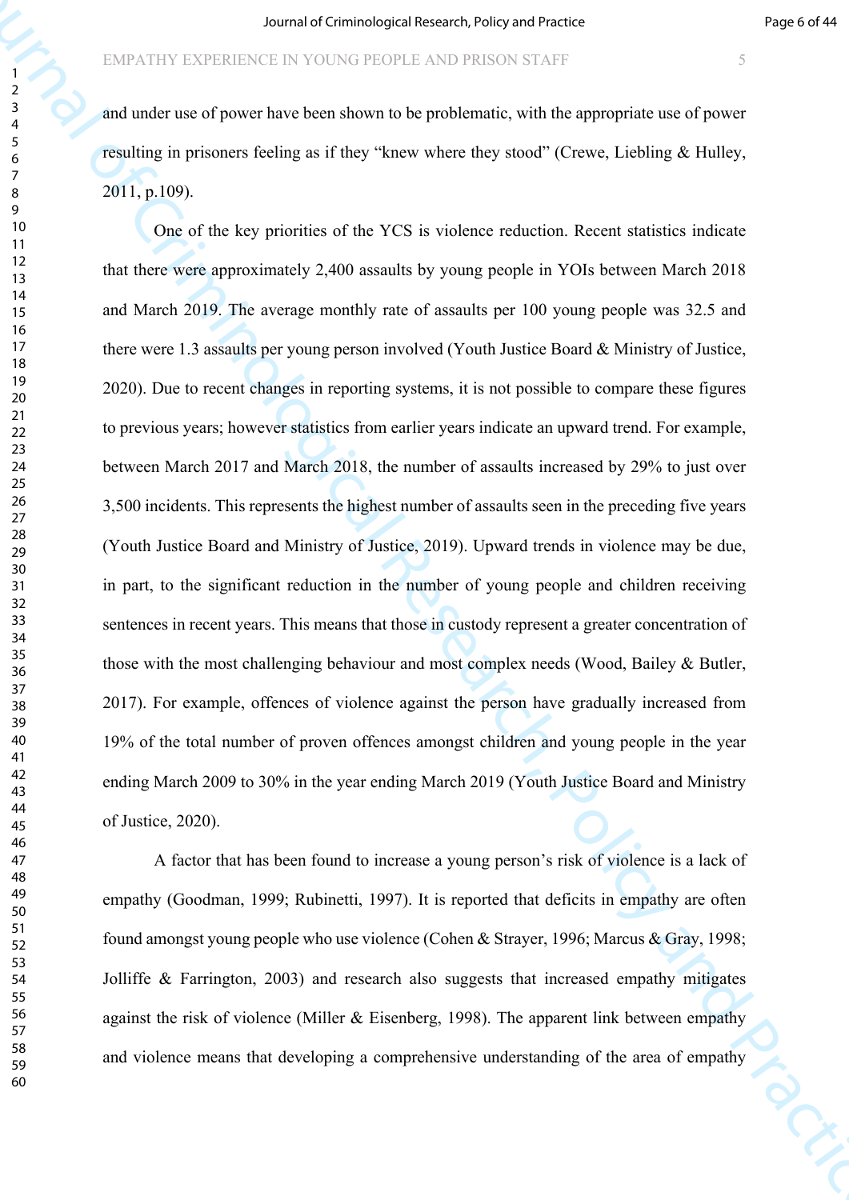and under use of power have been shown to be problematic, with the appropriate use of power resulting in prisoners feeling as if they "knew where they stood" (Crewe, Liebling & Hulley, 2011, p.109).

One of the key priorities of the YCS is violence reduction. Recent statistics indicate that there were approximately 2,400 assaults by young people in YOIs between March 2018 and March 2019. The average monthly rate of assaults per 100 young people was 32.5 and there were 1.3 assaults per young person involved (Youth Justice Board & Ministry of Justice, 2020). Due to recent changes in reporting systems, it is not possible to compare these figures to previous years; however statistics from earlier years indicate an upward trend. For example, between March 2017 and March 2018, the number of assaults increased by 29% to just over 3,500 incidents. This represents the highest number of assaults seen in the preceding five years (Youth Justice Board and Ministry of Justice, 2019). Upward trends in violence may be due, in part, to the significant reduction in the number of young people and children receiving sentences in recent years. This means that those in custody represent a greater concentration of those with the most challenging behaviour and most complex needs (Wood, Bailey & Butler, 2017). For example, offences of violence against the person have gradually increased from 19% of the total number of proven offences amongst children and young people in the year ending March 2009 to 30% in the year ending March 2019 (Youth Justice Board and Ministry of Justice, 2020).

A factor that has been found to increase a young person's risk of violence is a lack of empathy (Goodman, 1999; Rubinetti, 1997). It is reported that deficits in empathy are often found amongst young people who use violence (Cohen & Strayer, 1996; Marcus & Gray, 1998; Jolliffe & Farrington, 2003) and research also suggests that increased empathy mitigates against the risk of violence (Miller & Eisenberg, 1998). The apparent link between empathy and violence means that developing a comprehensive understanding of the area of empathy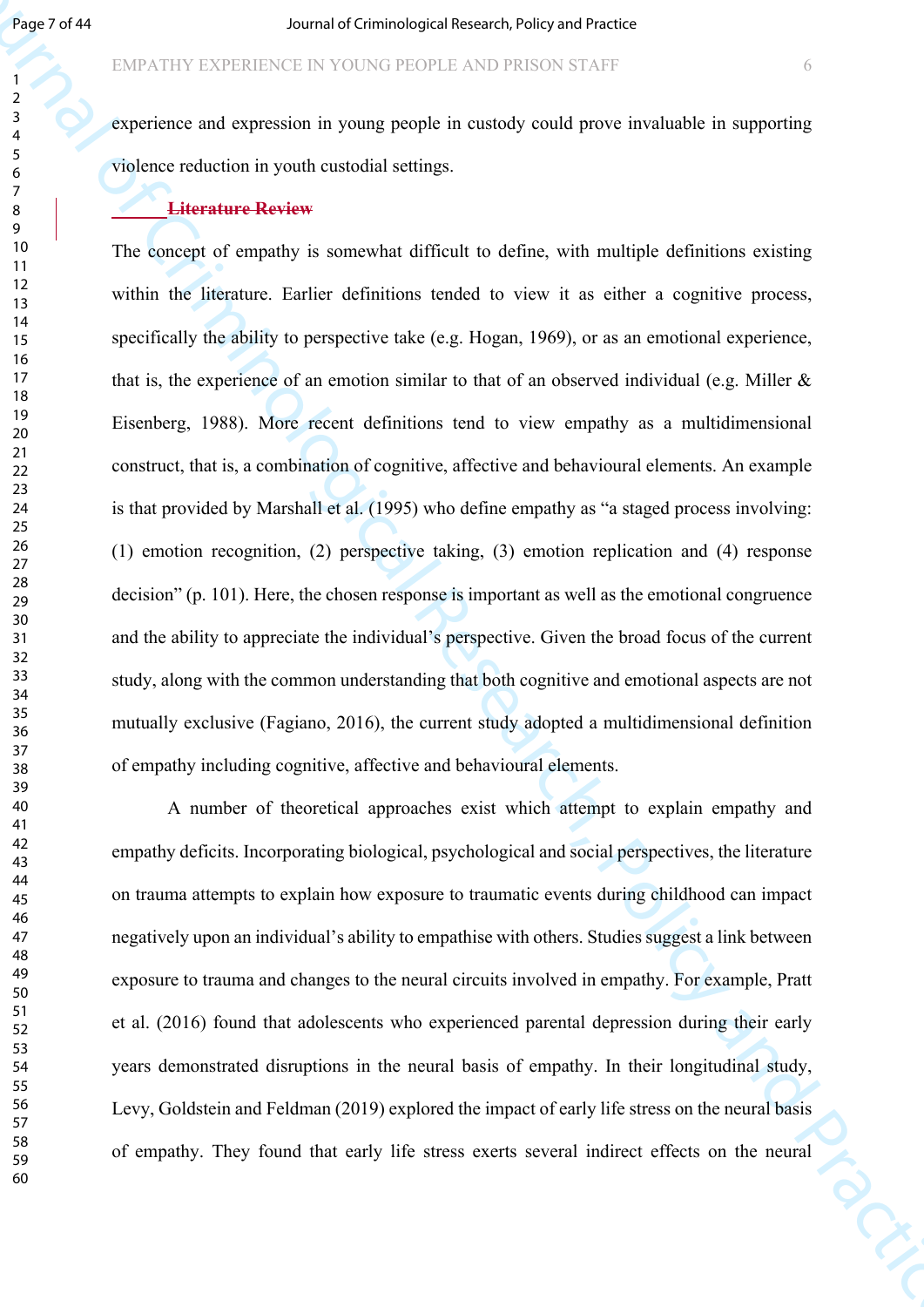experience and expression in young people in custody could prove invaluable in supporting violence reduction in youth custodial settings.

## Literature Review

The concept of empathy is somewhat difficult to define, with multiple definitions existing within the literature. Earlier definitions tended to view it as either a cognitive process, specifically the ability to perspective take (e.g. Hogan, 1969), or as an emotional experience, that is, the experience of an emotion similar to that of an observed individual (e.g. Miller & Eisenberg, 1988). More recent definitions tend to view empathy as a multidimensional construct, that is, a combination of cognitive, affective and behavioural elements. An example is that provided by Marshall et al. (1995) who define empathy as "a staged process involving: (1) emotion recognition, (2) perspective taking, (3) emotion replication and (4) response decision" (p. 101). Here, the chosen response is important as well as the emotional congruence and the ability to appreciate the individual's perspective. Given the broad focus of the current study, along with the common understanding that both cognitive and emotional aspects are not mutually exclusive (Fagiano, 2016), the current study adopted a multidimensional definition of empathy including cognitive, affective and behavioural elements.

A number of theoretical approaches exist which attempt to explain empathy and empathy deficits. Incorporating biological, psychological and social perspectives, the literature on trauma attempts to explain how exposure to traumatic events during childhood can impact negatively upon an individual's ability to empathise with others. Studies suggest a link between exposure to trauma and changes to the neural circuits involved in empathy. For example, Pratt et al. (2016) found that adolescents who experienced parental depression during their early years demonstrated disruptions in the neural basis of empathy. In their longitudinal study, Levy, Goldstein and Feldman (2019) explored the impact of early life stress on the neural basis of empathy. They found that early life stress exerts several indirect effects on the neural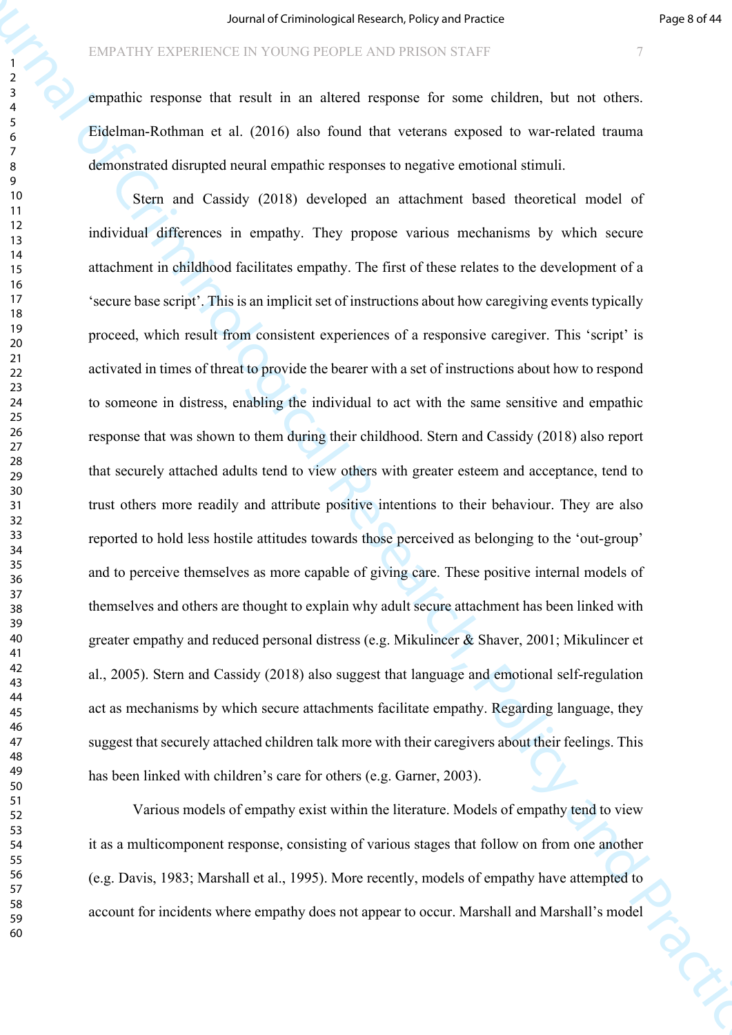empathic response that result in an altered response for some children, but not others. Eidelman-Rothman et al. (2016) also found that veterans exposed to war-related trauma demonstrated disrupted neural empathic responses to negative emotional stimuli.

Stern and Cassidy (2018) developed an attachment based theoretical model of individual differences in empathy. They propose various mechanisms by which secure attachment in childhood facilitates empathy. The first of these relates to the development of a 'secure base script'. This is an implicit set of instructions about how caregiving events typically proceed, which result from consistent experiences of a responsive caregiver. This 'script' is activated in times of threat to provide the bearer with a set of instructions about how to respond to someone in distress, enabling the individual to act with the same sensitive and empathic response that was shown to them during their childhood. Stern and Cassidy (2018) also report that securely attached adults tend to view others with greater esteem and acceptance, tend to trust others more readily and attribute positive intentions to their behaviour. They are also reported to hold less hostile attitudes towards those perceived as belonging to the 'out-group' and to perceive themselves as more capable of giving care. These positive internal models of themselves and others are thought to explain why adult secure attachment has been linked with greater empathy and reduced personal distress (e.g. Mikulincer & Shaver, 2001; Mikulincer et al., 2005). Stern and Cassidy (2018) also suggest that language and emotional self-regulation act as mechanisms by which secure attachments facilitate empathy. Regarding language, they suggest that securely attached children talk more with their caregivers about their feelings. This has been linked with children's care for others (e.g. Garner, 2003).

Various models of empathy exist within the literature. Models of empathy tend to view it as a multicomponent response, consisting of various stages that follow on from one another (e.g. Davis, 1983; Marshall et al., 1995). More recently, models of empathy have attempted to account for incidents where empathy does not appear to occur. Marshall and Marshall's model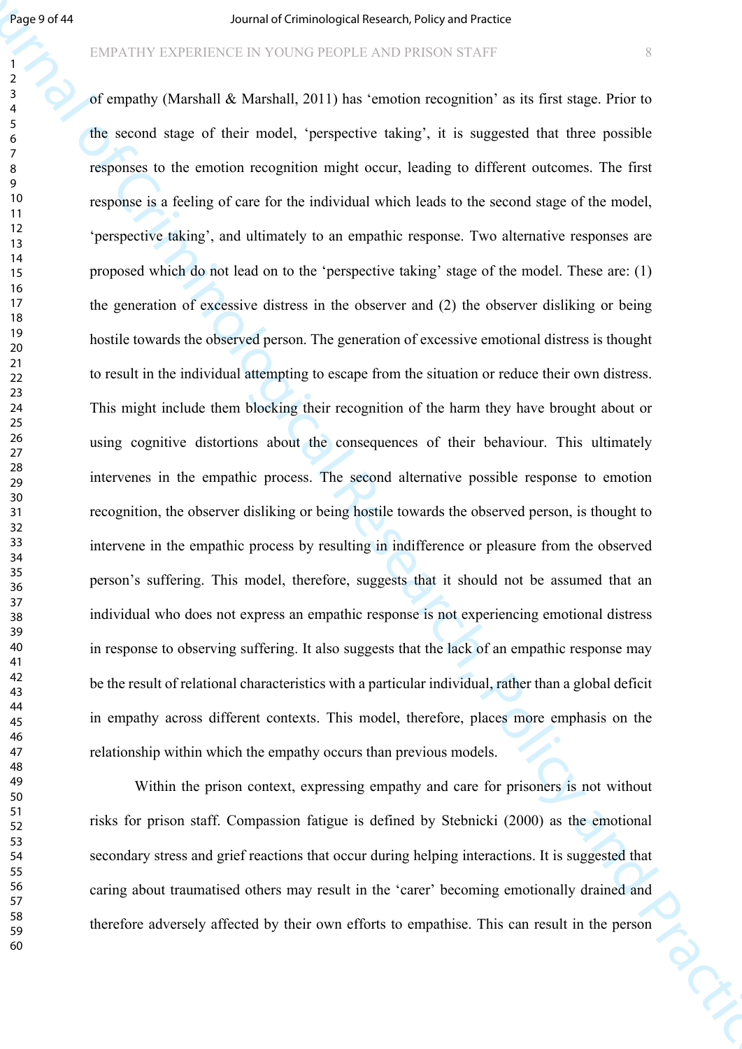of empathy (Marshall & Marshall, 2011) has 'emotion recognition' as its first stage. Prior to the second stage of their model, 'perspective taking', it is suggested that three possible responses to the emotion recognition might occur, leading to different outcomes. The first response is a feeling of care for the individual which leads to the second stage of the model, 'perspective taking', and ultimately to an empathic response. Two alternative responses are proposed which do not lead on to the 'perspective taking' stage of the model. These are: (1) the generation of excessive distress in the observer and (2) the observer disliking or being hostile towards the observed person. The generation of excessive emotional distress is thought to result in the individual attempting to escape from the situation or reduce their own distress. This might include them blocking their recognition of the harm they have brought about or using cognitive distortions about the consequences of their behaviour. This ultimately intervenes in the empathic process. The second alternative possible response to emotion recognition, the observer disliking or being hostile towards the observed person, is thought to intervene in the empathic process by resulting in indifference or pleasure from the observed person's suffering. This model, therefore, suggests that it should not be assumed that an individual who does not express an empathic response is not experiencing emotional distress in response to observing suffering. It also suggests that the lack of an empathic response may be the result of relational characteristics with a particular individual, rather than a global deficit in empathy across different contexts. This model, therefore, places more emphasis on the relationship within which the empathy occurs than previous models.

Within the prison context, expressing empathy and care for prisoners is not without risks for prison staff. Compassion fatigue is defined by Stebnicki (2000) as the emotional secondary stress and grief reactions that occur during helping interactions. It is suggested that caring about traumatised others may result in the 'carer' becoming emotionally drained and therefore adversely affected by their own efforts to empathise. This can result in the person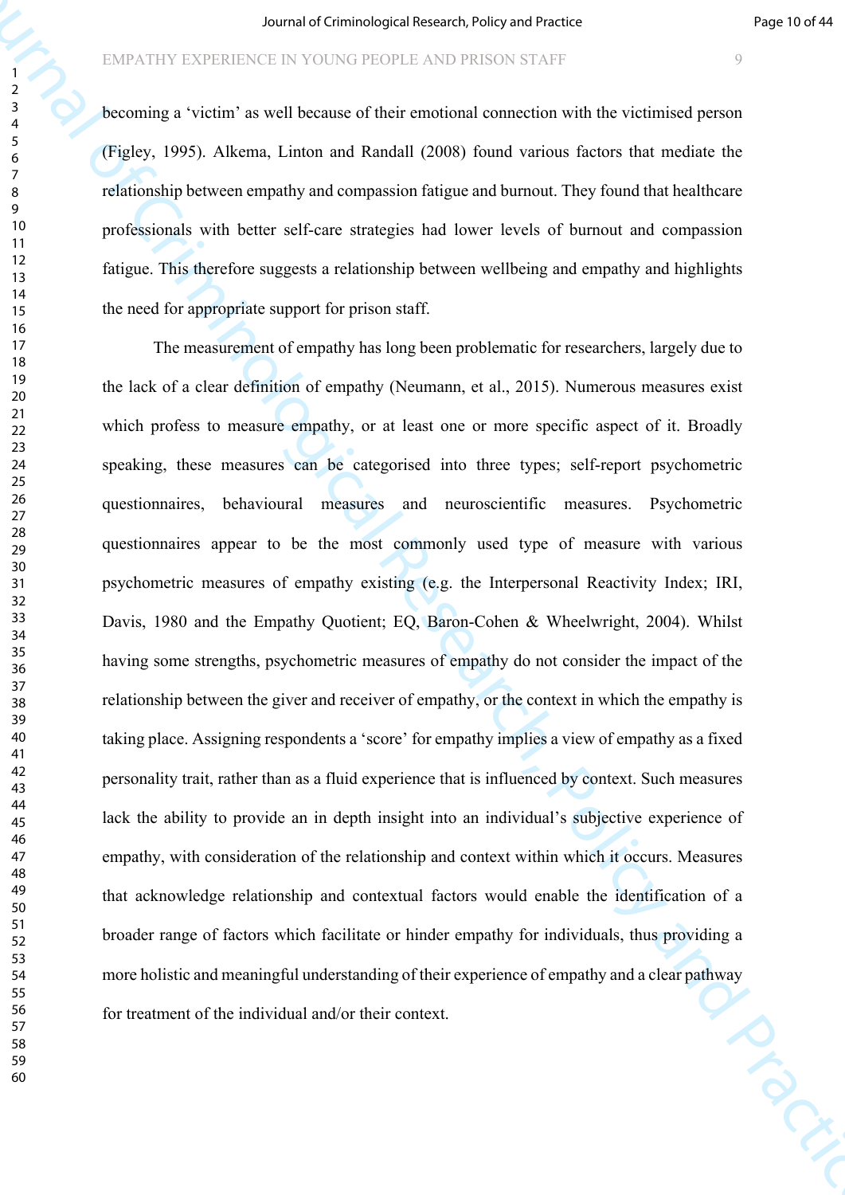becoming a 'victim' as well because of their emotional connection with the victimised person (Figley, 1995). Alkema, Linton and Randall (2008) found various factors that mediate the relationship between empathy and compassion fatigue and burnout. They found that healthcare professionals with better self-care strategies had lower levels of burnout and compassion fatigue. This therefore suggests a relationship between wellbeing and empathy and highlights the need for appropriate support for prison staff.

The measurement of empathy has long been problematic for researchers, largely due to the lack of a clear definition of empathy (Neumann, et al., 2015). Numerous measures exist which profess to measure empathy, or at least one or more specific aspect of it. Broadly speaking, these measures can be categorised into three types; self-report psychometric questionnaires, behavioural measures and neuroscientific measures. Psychometric questionnaires appear to be the most commonly used type of measure with various psychometric measures of empathy existing (e.g. the Interpersonal Reactivity Index; IRI, Davis, 1980 and the Empathy Quotient; EQ, Baron-Cohen & Wheelwright, 2004). Whilst having some strengths, psychometric measures of empathy do not consider the impact of the relationship between the giver and receiver of empathy, or the context in which the empathy is taking place. Assigning respondents a 'score' for empathy implies a view of empathy as a fixed personality trait, rather than as a fluid experience that is influenced by context. Such measures lack the ability to provide an in depth insight into an individual's subjective experience of empathy, with consideration of the relationship and context within which it occurs. Measures that acknowledge relationship and contextual factors would enable the identification of a broader range of factors which facilitate or hinder empathy for individuals, thus providing a more holistic and meaningful understanding of their experience of empathy and a clear pathway for treatment of the individual and/or their context.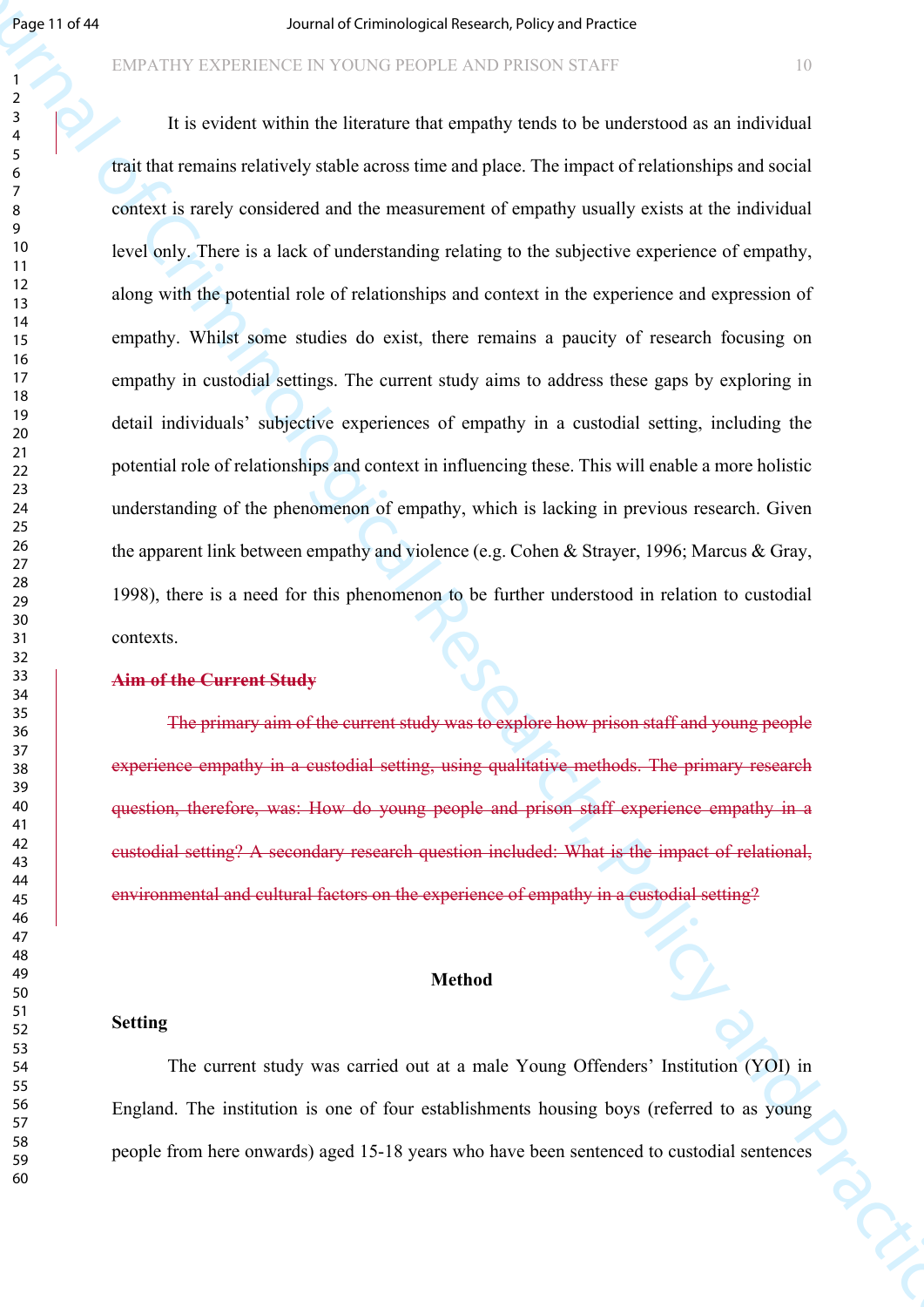It is evident within the literature that empathy tends to be understood as an individual trait that remains relatively stable across time and place. The impact of relationships and social context is rarely considered and the measurement of empathy usually exists at the individual level only. There is a lack of understanding relating to the subjective experience of empathy, along with the potential role of relationships and context in the experience and expression of empathy. Whilst some studies do exist, there remains a paucity of research focusing on empathy in custodial settings. The current study aims to address these gaps by exploring in detail individuals' subjective experiences of empathy in a custodial setting, including the potential role of relationships and context in influencing these. This will enable a more holistic understanding of the phenomenon of empathy, which is lacking in previous research. Given the apparent link between empathy and violence (e.g. Cohen & Strayer, 1996; Marcus & Gray, 1998), there is a need for this phenomenon to be further understood in relation to custodial contexts.

~~**Aim of the Current Study**~~

~~The primary aim of the current study was to explore how prison staff and young people experience empathy in a custodial setting, using qualitative methods. The primary research question, therefore, was: How do young people and prison staff experience empathy in a custodial setting? A secondary research question included: What is the impact of relational, environmental and cultural factors on the experience of empathy in a custodial setting?~~

## Method

### Setting

The current study was carried out at a male Young Offenders' Institution (YOI) in England. The institution is one of four establishments housing boys (referred to as young people from here onwards) aged 15-18 years who have been sentenced to custodial sentences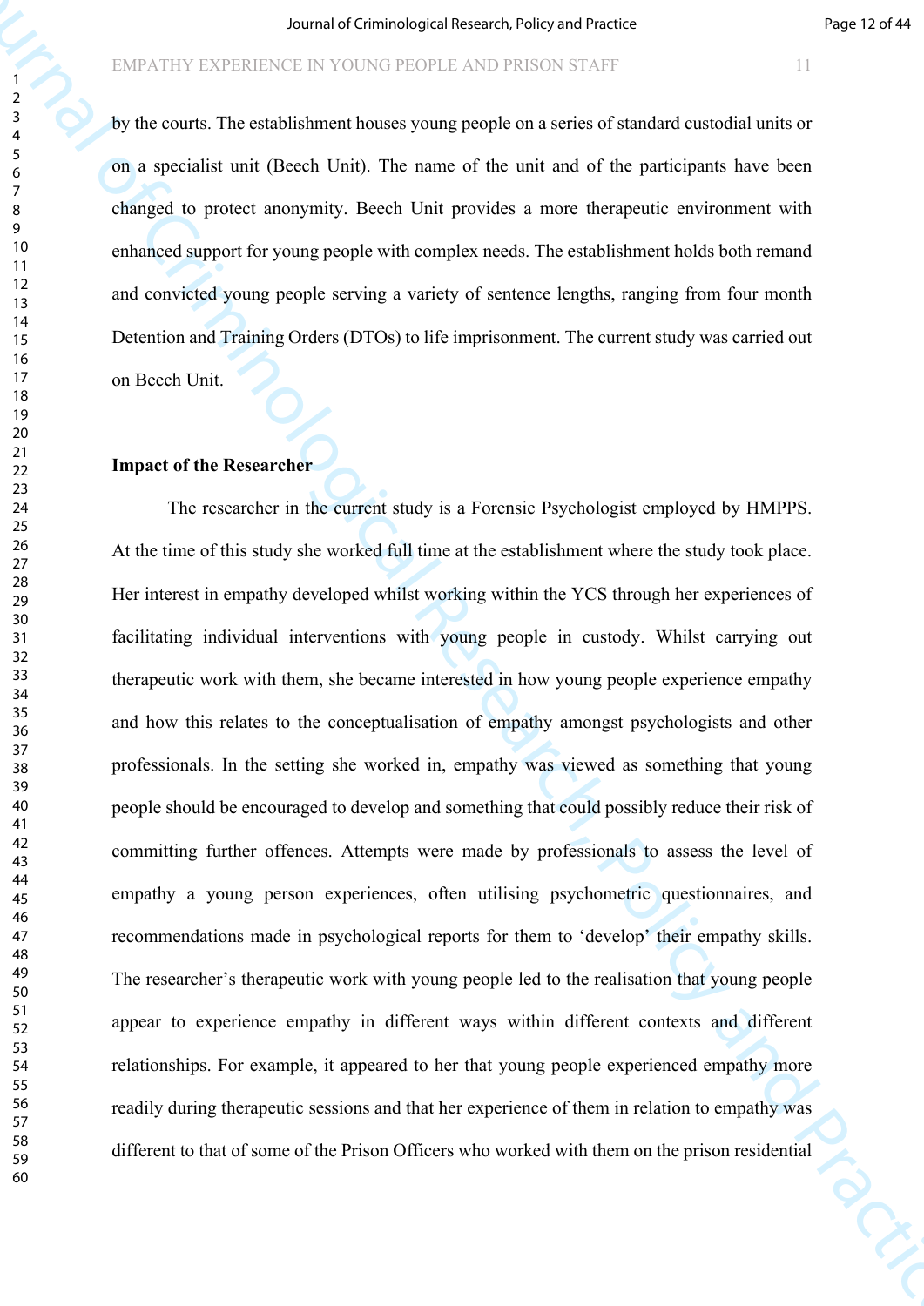by the courts. The establishment houses young people on a series of standard custodial units or on a specialist unit (Beech Unit). The name of the unit and of the participants have been changed to protect anonymity. Beech Unit provides a more therapeutic environment with enhanced support for young people with complex needs. The establishment holds both remand and convicted young people serving a variety of sentence lengths, ranging from four month Detention and Training Orders (DTOs) to life imprisonment. The current study was carried out on Beech Unit.

**Impact of the Researcher**

The researcher in the current study is a Forensic Psychologist employed by HMPPS. At the time of this study she worked full time at the establishment where the study took place. Her interest in empathy developed whilst working within the YCS through her experiences of facilitating individual interventions with young people in custody. Whilst carrying out therapeutic work with them, she became interested in how young people experience empathy and how this relates to the conceptualisation of empathy amongst psychologists and other professionals. In the setting she worked in, empathy was viewed as something that young people should be encouraged to develop and something that could possibly reduce their risk of committing further offences. Attempts were made by professionals to assess the level of empathy a young person experiences, often utilising psychometric questionnaires, and recommendations made in psychological reports for them to 'develop' their empathy skills. The researcher's therapeutic work with young people led to the realisation that young people appear to experience empathy in different ways within different contexts and different relationships. For example, it appeared to her that young people experienced empathy more readily during therapeutic sessions and that her experience of them in relation to empathy was different to that of some of the Prison Officers who worked with them on the prison residential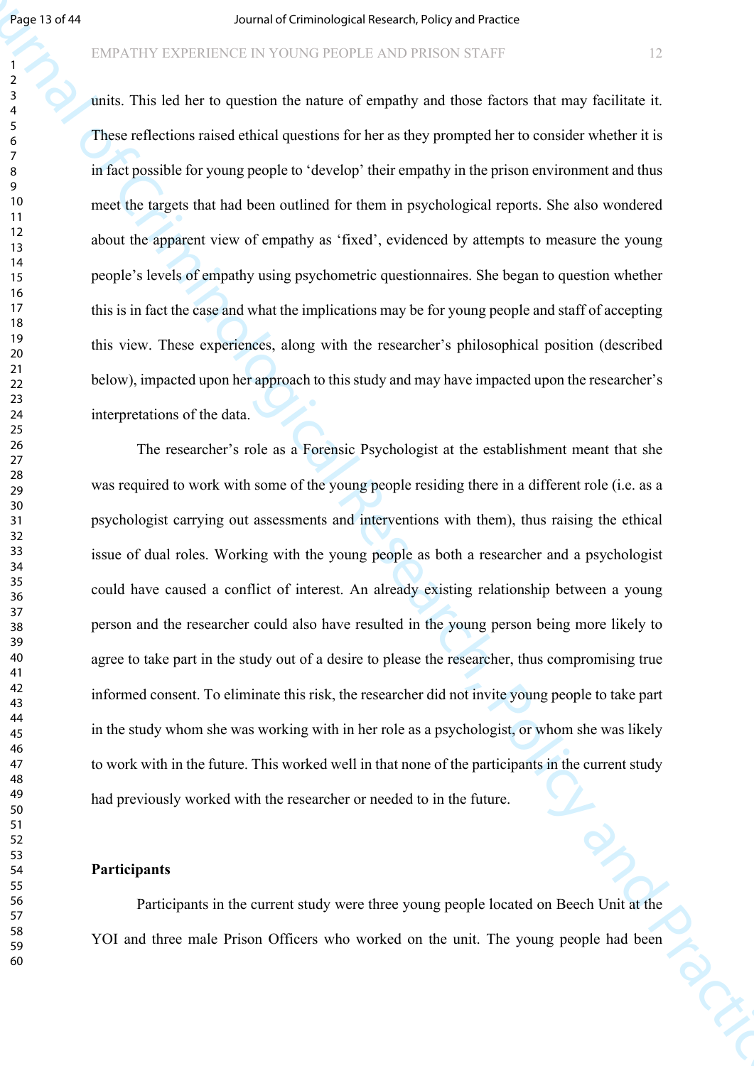units. This led her to question the nature of empathy and those factors that may facilitate it. These reflections raised ethical questions for her as they prompted her to consider whether it is in fact possible for young people to 'develop' their empathy in the prison environment and thus meet the targets that had been outlined for them in psychological reports. She also wondered about the apparent view of empathy as 'fixed', evidenced by attempts to measure the young people's levels of empathy using psychometric questionnaires. She began to question whether this is in fact the case and what the implications may be for young people and staff of accepting this view. These experiences, along with the researcher's philosophical position (described below), impacted upon her approach to this study and may have impacted upon the researcher's interpretations of the data.

The researcher's role as a Forensic Psychologist at the establishment meant that she was required to work with some of the young people residing there in a different role (i.e. as a psychologist carrying out assessments and interventions with them), thus raising the ethical issue of dual roles. Working with the young people as both a researcher and a psychologist could have caused a conflict of interest. An already existing relationship between a young person and the researcher could also have resulted in the young person being more likely to agree to take part in the study out of a desire to please the researcher, thus compromising true informed consent. To eliminate this risk, the researcher did not invite young people to take part in the study whom she was working with in her role as a psychologist, or whom she was likely to work with in the future. This worked well in that none of the participants in the current study had previously worked with the researcher or needed to in the future.

**Participants**

Participants in the current study were three young people located on Beech Unit at the YOI and three male Prison Officers who worked on the unit. The young people had been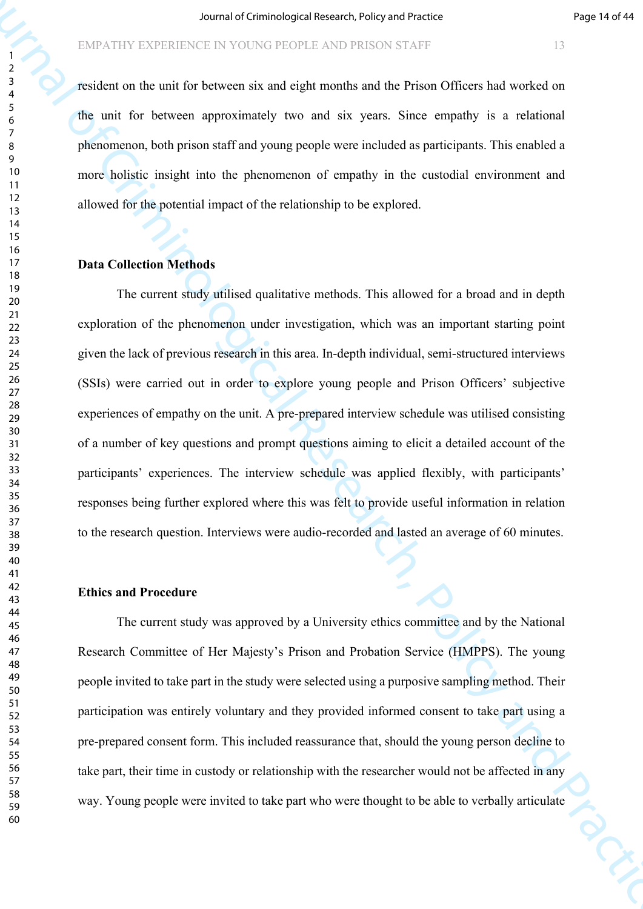resident on the unit for between six and eight months and the Prison Officers had worked on the unit for between approximately two and six years. Since empathy is a relational phenomenon, both prison staff and young people were included as participants. This enabled a more holistic insight into the phenomenon of empathy in the custodial environment and allowed for the potential impact of the relationship to be explored.

**Data Collection Methods**

The current study utilised qualitative methods. This allowed for a broad and in depth exploration of the phenomenon under investigation, which was an important starting point given the lack of previous research in this area. In-depth individual, semi-structured interviews (SSIs) were carried out in order to explore young people and Prison Officers' subjective experiences of empathy on the unit. A pre-prepared interview schedule was utilised consisting of a number of key questions and prompt questions aiming to elicit a detailed account of the participants' experiences. The interview schedule was applied flexibly, with participants' responses being further explored where this was felt to provide useful information in relation to the research question. Interviews were audio-recorded and lasted an average of 60 minutes.

**Ethics and Procedure**

The current study was approved by a University ethics committee and by the National Research Committee of Her Majesty's Prison and Probation Service (HMPPS). The young people invited to take part in the study were selected using a purposive sampling method. Their participation was entirely voluntary and they provided informed consent to take part using a pre-prepared consent form. This included reassurance that, should the young person decline to take part, their time in custody or relationship with the researcher would not be affected in any way. Young people were invited to take part who were thought to be able to verbally articulate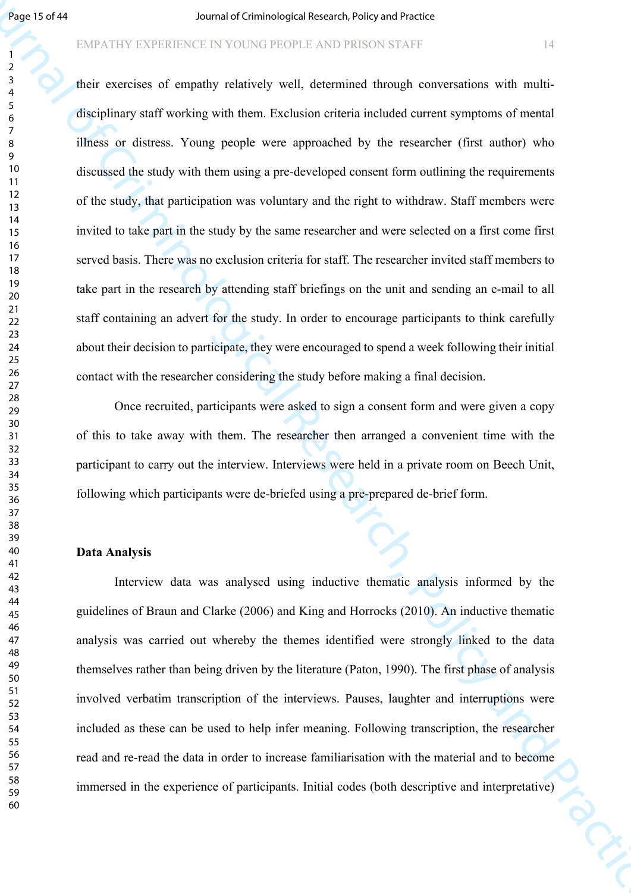their exercises of empathy relatively well, determined through conversations with multi-disciplinary staff working with them. Exclusion criteria included current symptoms of mental illness or distress. Young people were approached by the researcher (first author) who discussed the study with them using a pre-developed consent form outlining the requirements of the study, that participation was voluntary and the right to withdraw. Staff members were invited to take part in the study by the same researcher and were selected on a first come first served basis. There was no exclusion criteria for staff. The researcher invited staff members to take part in the research by attending staff briefings on the unit and sending an e-mail to all staff containing an advert for the study. In order to encourage participants to think carefully about their decision to participate, they were encouraged to spend a week following their initial contact with the researcher considering the study before making a final decision.

Once recruited, participants were asked to sign a consent form and were given a copy of this to take away with them. The researcher then arranged a convenient time with the participant to carry out the interview. Interviews were held in a private room on Beech Unit, following which participants were de-briefed using a pre-prepared de-brief form.

**Data Analysis**

Interview data was analysed using inductive thematic analysis informed by the guidelines of Braun and Clarke (2006) and King and Horrocks (2010). An inductive thematic analysis was carried out whereby the themes identified were strongly linked to the data themselves rather than being driven by the literature (Paton, 1990). The first phase of analysis involved verbatim transcription of the interviews. Pauses, laughter and interruptions were included as these can be used to help infer meaning. Following transcription, the researcher read and re-read the data in order to increase familiarisation with the material and to become immersed in the experience of participants. Initial codes (both descriptive and interpretative)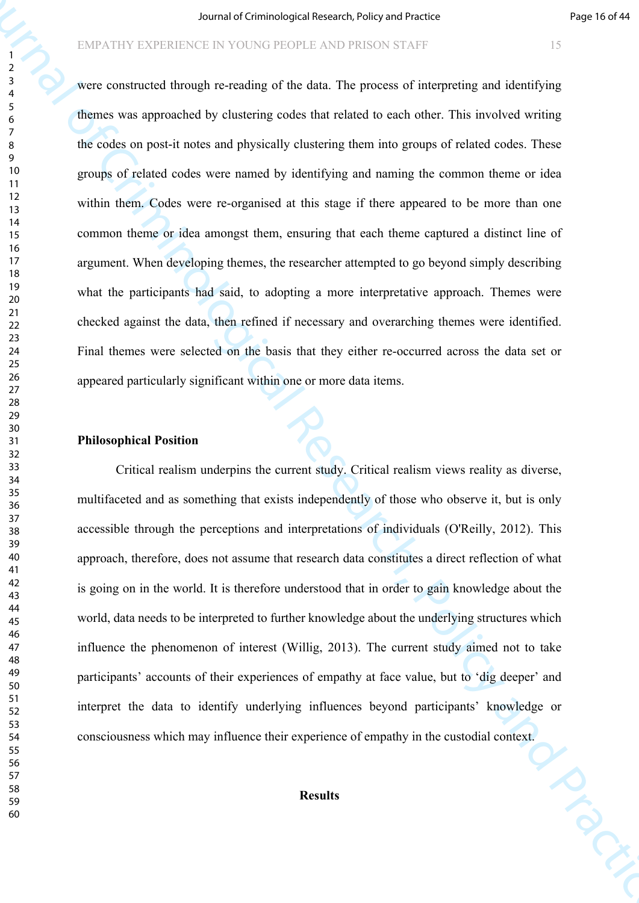were constructed through re-reading of the data. The process of interpreting and identifying themes was approached by clustering codes that related to each other. This involved writing the codes on post-it notes and physically clustering them into groups of related codes. These groups of related codes were named by identifying and naming the common theme or idea within them. Codes were re-organised at this stage if there appeared to be more than one common theme or idea amongst them, ensuring that each theme captured a distinct line of argument. When developing themes, the researcher attempted to go beyond simply describing what the participants had said, to adopting a more interpretative approach. Themes were checked against the data, then refined if necessary and overarching themes were identified. Final themes were selected on the basis that they either re-occurred across the data set or appeared particularly significant within one or more data items.

### Philosophical Position

Critical realism underpins the current study. Critical realism views reality as diverse, multifaceted and as something that exists independently of those who observe it, but is only accessible through the perceptions and interpretations of individuals (O'Reilly, 2012). This approach, therefore, does not assume that research data constitutes a direct reflection of what is going on in the world. It is therefore understood that in order to gain knowledge about the world, data needs to be interpreted to further knowledge about the underlying structures which influence the phenomenon of interest (Willig, 2013). The current study aimed not to take participants' accounts of their experiences of empathy at face value, but to 'dig deeper' and interpret the data to identify underlying influences beyond participants' knowledge or consciousness which may influence their experience of empathy in the custodial context.

## Results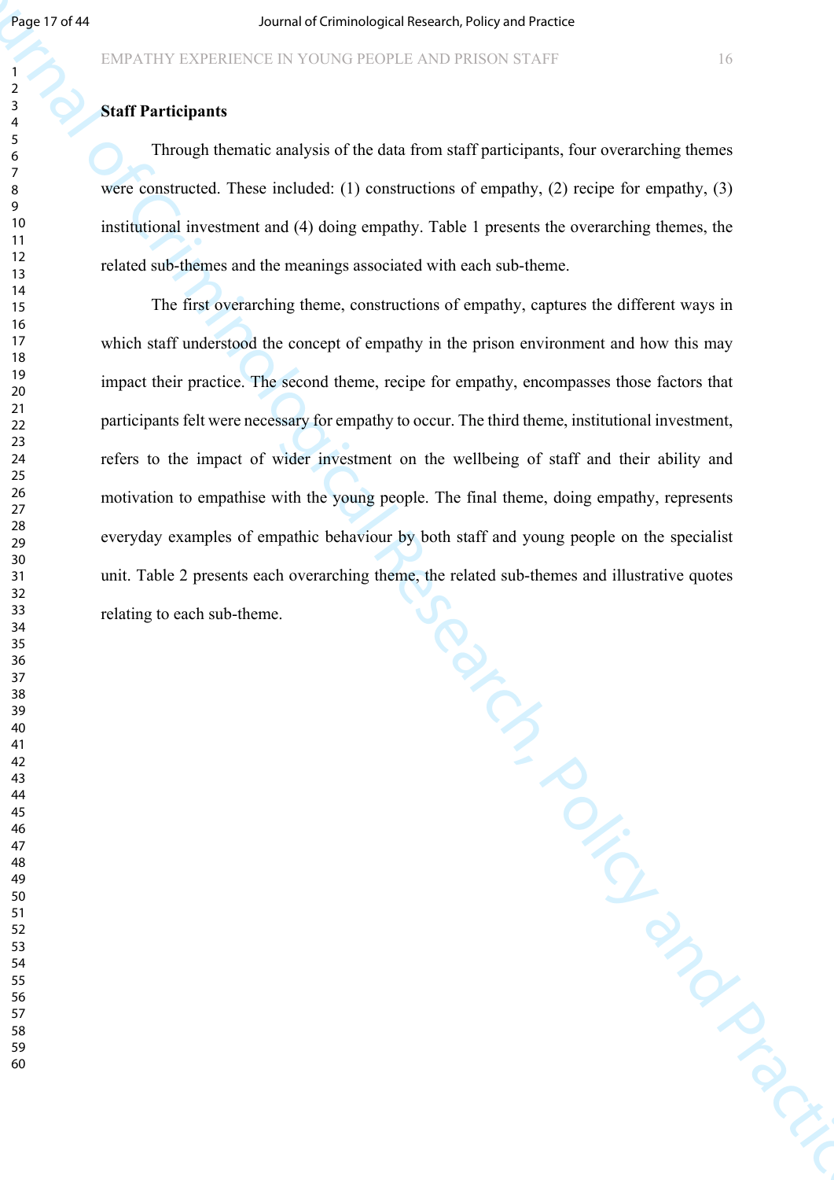**Staff Participants**

Through thematic analysis of the data from staff participants, four overarching themes were constructed. These included: (1) constructions of empathy, (2) recipe for empathy, (3) institutional investment and (4) doing empathy. Table 1 presents the overarching themes, the related sub-themes and the meanings associated with each sub-theme.

The first overarching theme, constructions of empathy, captures the different ways in which staff understood the concept of empathy in the prison environment and how this may impact their practice. The second theme, recipe for empathy, encompasses those factors that participants felt were necessary for empathy to occur. The third theme, institutional investment, refers to the impact of wider investment on the wellbeing of staff and their ability and motivation to empathise with the young people. The final theme, doing empathy, represents everyday examples of empathic behaviour by both staff and young people on the specialist unit. Table 2 presents each overarching theme, the related sub-themes and illustrative quotes relating to each sub-theme.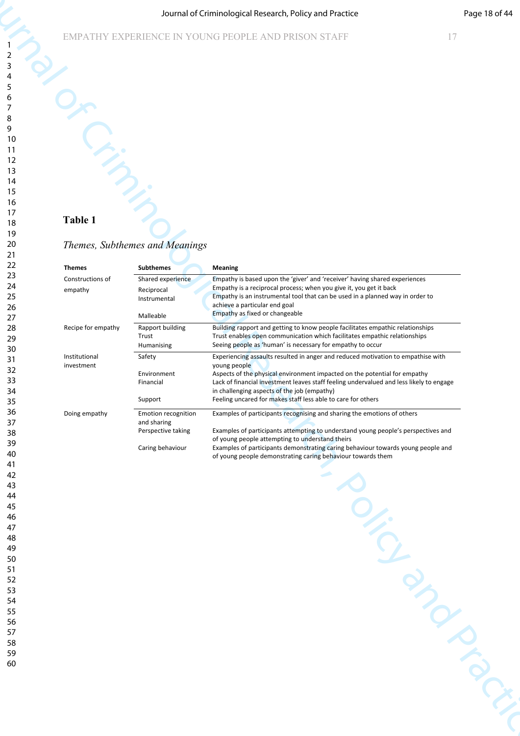**Table 1**

*Themes, Subthemes and Meanings*

| Themes | Subthemes | Meaning |
|---|---|---|
| Constructions of empathy | Shared experience | Empathy is based upon the 'giver' and 'receiver' having shared experiences |
| | Reciprocal | Empathy is a reciprocal process; when you give it, you get it back |
| | Instrumental | Empathy is an instrumental tool that can be used in a planned way in order to achieve a particular end goal |
| | Malleable | Empathy as fixed or changeable |
| Recipe for empathy | Rapport building | Building rapport and getting to know people facilitates empathic relationships |
| | Trust | Trust enables open communication which facilitates empathic relationships |
| | Humanising | Seeing people as 'human' is necessary for empathy to occur |
| Institutional investment | Safety | Experiencing assaults resulted in anger and reduced motivation to empathise with young people |
| | Environment | Aspects of the physical environment impacted on the potential for empathy |
| | Financial | Lack of financial investment leaves staff feeling undervalued and less likely to engage in challenging aspects of the job (empathy) |
| | Support | Feeling uncared for makes staff less able to care for others |
| Doing empathy | Emotion recognition and sharing | Examples of participants recognising and sharing the emotions of others |
| | Perspective taking | Examples of participants attempting to understand young people's perspectives and of young people attempting to understand theirs |
| | Caring behaviour | Examples of participants demonstrating caring behaviour towards young people and of young people demonstrating caring behaviour towards them |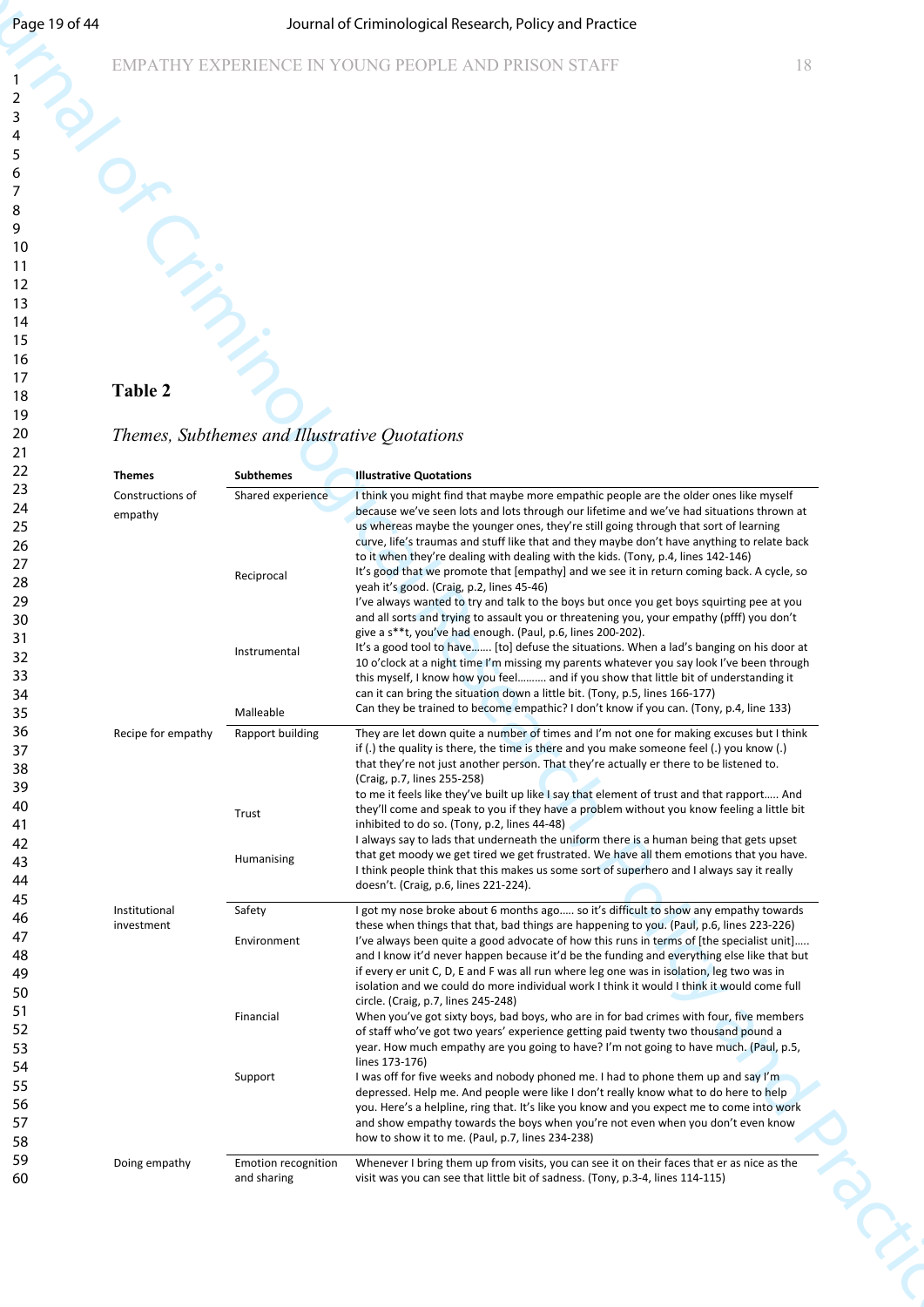**Table 2**

*Themes, Subthemes and Illustrative Quotations*

| Themes | Subthemes | Illustrative Quotations |
|---|---|---|
| Constructions of empathy | Shared experience | I think you might find that maybe more empathic people are the older ones like myself because we've seen lots and lots through our lifetime and we've had situations thrown at us whereas maybe the younger ones, they're still going through that sort of learning curve, life's traumas and stuff like that and they maybe don't have anything to relate back to it when they're dealing with dealing with the kids. (Tony, p.4, lines 142-146) |
| | Reciprocal | It's good that we promote that [empathy] and we see it in return coming back. A cycle, so yeah it's good. (Craig, p.2, lines 45-46) I've always wanted to try and talk to the boys but once you get boys squirting pee at you and all sorts and trying to assault you or threatening you, your empathy (pfff) you don't give a s**t, you've had enough. (Paul, p.6, lines 200-202). |
| | Instrumental | It's a good tool to have……. [to] defuse the situations. When a lad's banging on his door at 10 o'clock at a night time I'm missing my parents whatever you say look I've been through this myself, I know how you feel………. and if you show that little bit of understanding it can it can bring the situation down a little bit. (Tony, p.5, lines 166-177) |
| | Malleable | Can they be trained to become empathic? I don't know if you can. (Tony, p.4, line 133) |
| Recipe for empathy | Rapport building | They are let down quite a number of times and I'm not one for making excuses but I think if (.) the quality is there, the time is there and you make someone feel (.) you know (.) that they're not just another person. That they're actually er there to be listened to. (Craig, p.7, lines 255-258) |
| | Trust | to me it feels like they've built up like I say that element of trust and that rapport….. And they'll come and speak to you if they have a problem without you know feeling a little bit inhibited to do so. (Tony, p.2, lines 44-48) |
| | Humanising | I always say to lads that underneath the uniform there is a human being that gets upset that get moody we get tired we get frustrated. We have all them emotions that you have. I think people think that this makes us some sort of superhero and I always say it really doesn't. (Craig, p.6, lines 221-224). |
| Institutional investment | Safety | I got my nose broke about 6 months ago….. so it's difficult to show any empathy towards these when things that that, bad things are happening to you. (Paul, p.6, lines 223-226) |
| | Environment | I've always been quite a good advocate of how this runs in terms of [the specialist unit]….. and I know it'd never happen because it'd be the funding and everything else like that but if every er unit C, D, E and F was all run where leg one was in isolation, leg two was in isolation and we could do more individual work I think it would I think it would come full circle. (Craig, p.7, lines 245-248) |
| | Financial | When you've got sixty boys, bad boys, who are in for bad crimes with four, five members of staff who've got two years' experience getting paid twenty two thousand pound a year. How much empathy are you going to have? I'm not going to have much. (Paul, p.5, lines 173-176) |
| | Support | I was off for five weeks and nobody phoned me. I had to phone them up and say I'm depressed. Help me. And people were like I don't really know what to do here to help you. Here's a helpline, ring that. It's like you know and you expect me to come into work and show empathy towards the boys when you're not even when you don't even know how to show it to me. (Paul, p.7, lines 234-238) |
| Doing empathy | Emotion recognition and sharing | Whenever I bring them up from visits, you can see it on their faces that er as nice as the visit was you can see that little bit of sadness. (Tony, p.3-4, lines 114-115) |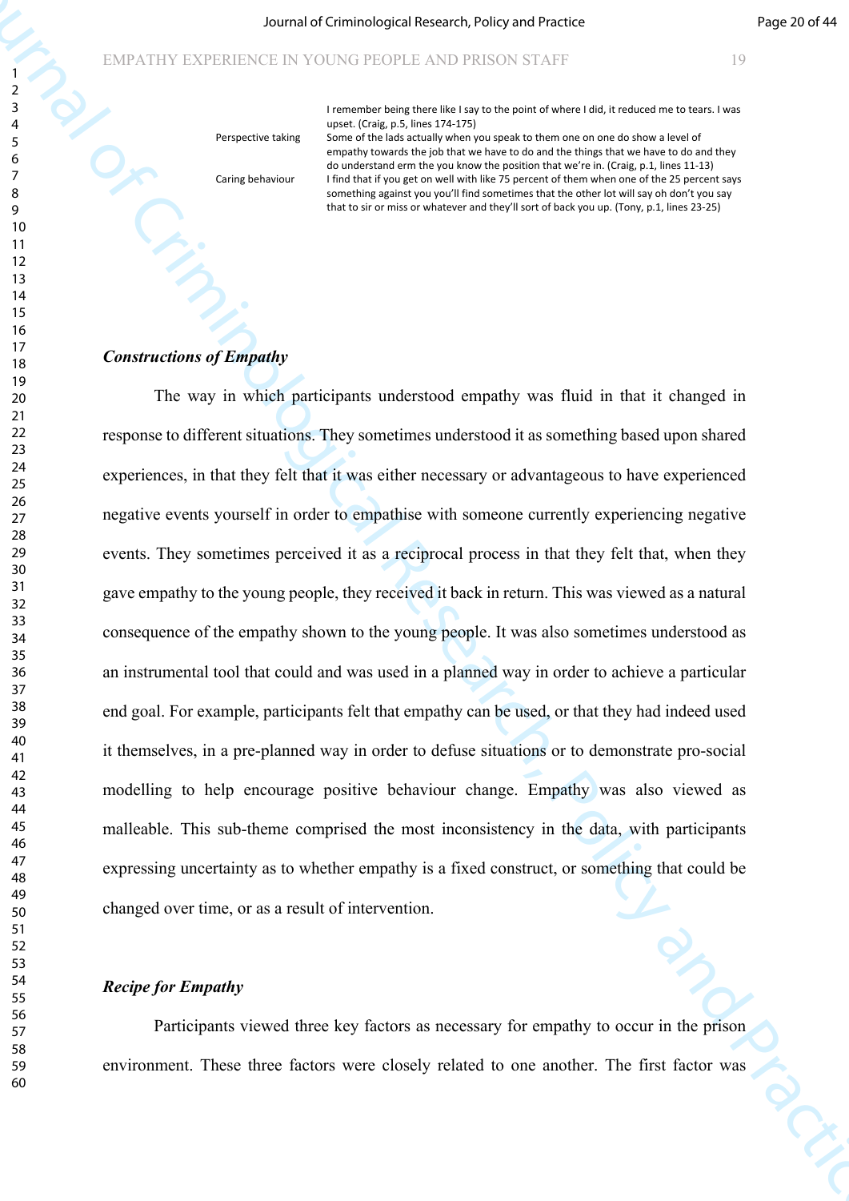| | |
|---|---|
| | I remember being there like I say to the point of where I did, it reduced me to tears. I was upset. (Craig, p.5, lines 174-175) |
| Perspective taking | Some of the lads actually when you speak to them one on one do show a level of empathy towards the job that we have to do and the things that we have to do and they do understand erm the you know the position that we're in. (Craig, p.1, lines 11-13) |
| Caring behaviour | I find that if you get on well with like 75 percent of them when one of the 25 percent says something against you you'll find sometimes that the other lot will say oh don't you say that to sir or miss or whatever and they'll sort of back you up. (Tony, p.1, lines 23-25) |

***Constructions of Empathy***

The way in which participants understood empathy was fluid in that it changed in response to different situations. They sometimes understood it as something based upon shared experiences, in that they felt that it was either necessary or advantageous to have experienced negative events yourself in order to empathise with someone currently experiencing negative events. They sometimes perceived it as a reciprocal process in that they felt that, when they gave empathy to the young people, they received it back in return. This was viewed as a natural consequence of the empathy shown to the young people. It was also sometimes understood as an instrumental tool that could and was used in a planned way in order to achieve a particular end goal. For example, participants felt that empathy can be used, or that they had indeed used it themselves, in a pre-planned way in order to defuse situations or to demonstrate pro-social modelling to help encourage positive behaviour change. Empathy was also viewed as malleable. This sub-theme comprised the most inconsistency in the data, with participants expressing uncertainty as to whether empathy is a fixed construct, or something that could be changed over time, or as a result of intervention.

***Recipe for Empathy***

Participants viewed three key factors as necessary for empathy to occur in the prison environment. These three factors were closely related to one another. The first factor was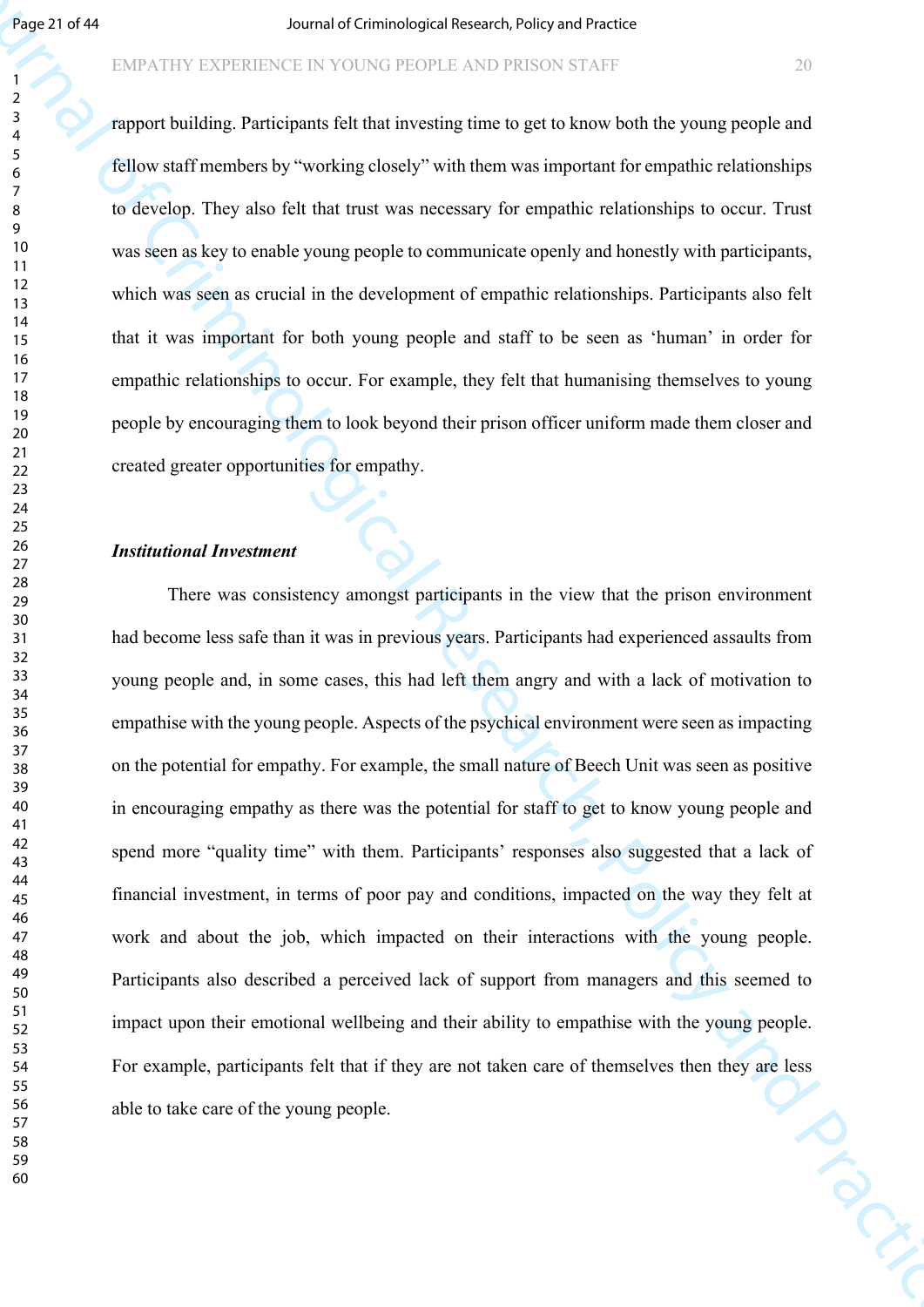rapport building. Participants felt that investing time to get to know both the young people and fellow staff members by "working closely" with them was important for empathic relationships to develop. They also felt that trust was necessary for empathic relationships to occur. Trust was seen as key to enable young people to communicate openly and honestly with participants, which was seen as crucial in the development of empathic relationships. Participants also felt that it was important for both young people and staff to be seen as 'human' in order for empathic relationships to occur. For example, they felt that humanising themselves to young people by encouraging them to look beyond their prison officer uniform made them closer and created greater opportunities for empathy.

***Institutional Investment***

There was consistency amongst participants in the view that the prison environment had become less safe than it was in previous years. Participants had experienced assaults from young people and, in some cases, this had left them angry and with a lack of motivation to empathise with the young people. Aspects of the psychical environment were seen as impacting on the potential for empathy. For example, the small nature of Beech Unit was seen as positive in encouraging empathy as there was the potential for staff to get to know young people and spend more "quality time" with them. Participants' responses also suggested that a lack of financial investment, in terms of poor pay and conditions, impacted on the way they felt at work and about the job, which impacted on their interactions with the young people. Participants also described a perceived lack of support from managers and this seemed to impact upon their emotional wellbeing and their ability to empathise with the young people. For example, participants felt that if they are not taken care of themselves then they are less able to take care of the young people.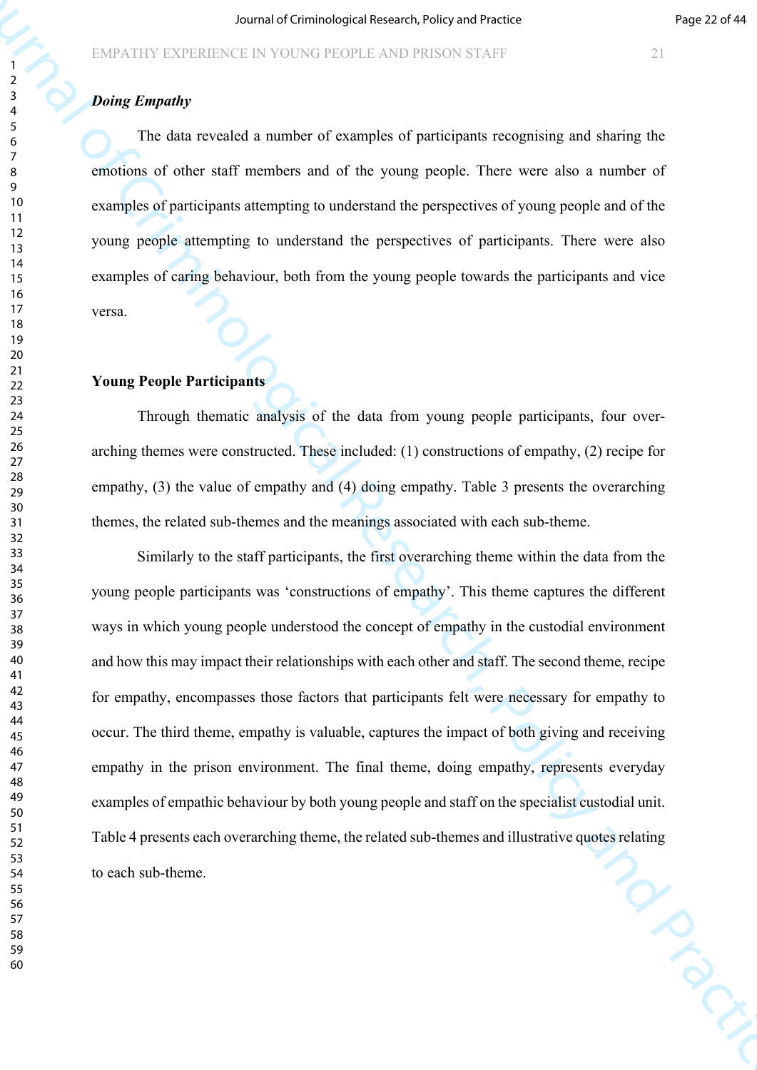***Doing Empathy***

The data revealed a number of examples of participants recognising and sharing the emotions of other staff members and of the young people. There were also a number of examples of participants attempting to understand the perspectives of young people and of the young people attempting to understand the perspectives of participants. There were also examples of caring behaviour, both from the young people towards the participants and vice versa.

**Young People Participants**

Through thematic analysis of the data from young people participants, four over-arching themes were constructed. These included: (1) constructions of empathy, (2) recipe for empathy, (3) the value of empathy and (4) doing empathy. Table 3 presents the overarching themes, the related sub-themes and the meanings associated with each sub-theme.

Similarly to the staff participants, the first overarching theme within the data from the young people participants was 'constructions of empathy'. This theme captures the different ways in which young people understood the concept of empathy in the custodial environment and how this may impact their relationships with each other and staff. The second theme, recipe for empathy, encompasses those factors that participants felt were necessary for empathy to occur. The third theme, empathy is valuable, captures the impact of both giving and receiving empathy in the prison environment. The final theme, doing empathy, represents everyday examples of empathic behaviour by both young people and staff on the specialist custodial unit. Table 4 presents each overarching theme, the related sub-themes and illustrative quotes relating to each sub-theme.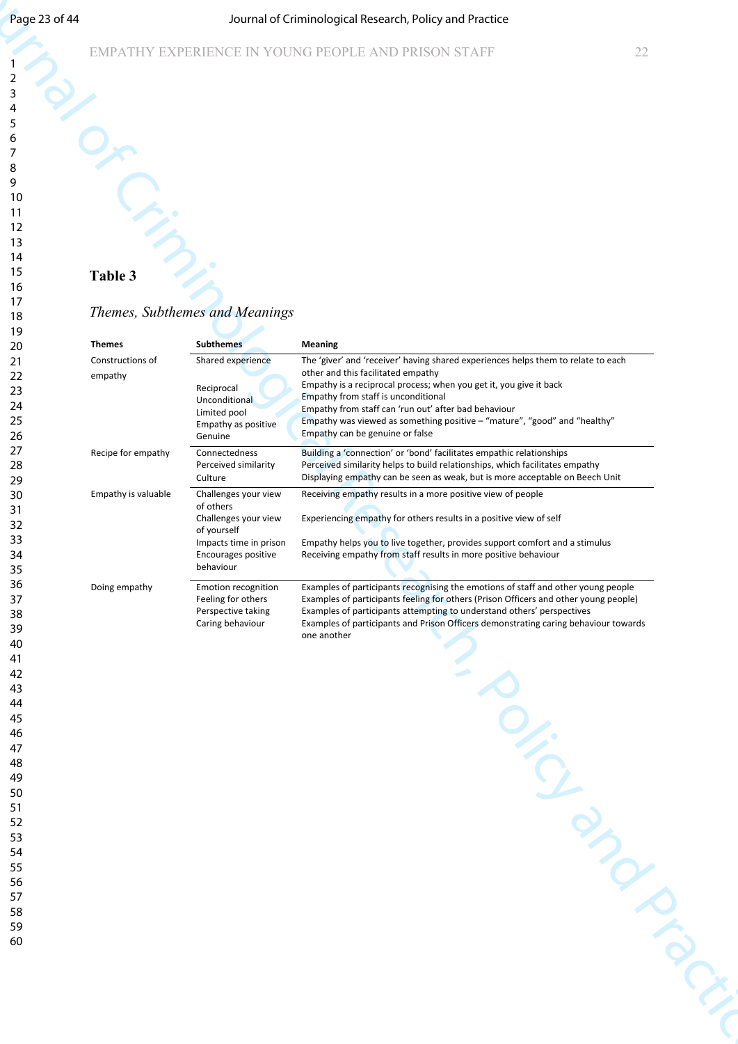**Table 3**

*Themes, Subthemes and Meanings*

| Themes | Subthemes | Meaning |
|---|---|---|
| Constructions of empathy | Shared experience | The 'giver' and 'receiver' having shared experiences helps them to relate to each other and this facilitated empathy |
| | Reciprocal | Empathy is a reciprocal process; when you get it, you give it back |
| | Unconditional | Empathy from staff is unconditional |
| | Limited pool | Empathy from staff can 'run out' after bad behaviour |
| | Empathy as positive | Empathy was viewed as something positive – "mature", "good" and "healthy" |
| | Genuine | Empathy can be genuine or false |
| Recipe for empathy | Connectedness | Building a 'connection' or 'bond' facilitates empathic relationships |
| | Perceived similarity | Perceived similarity helps to build relationships, which facilitates empathy |
| | Culture | Displaying empathy can be seen as weak, but is more acceptable on Beech Unit |
| Empathy is valuable | Challenges your view of others | Receiving empathy results in a more positive view of people |
| | Challenges your view of yourself | Experiencing empathy for others results in a positive view of self |
| | Impacts time in prison | Empathy helps you to live together, provides support comfort and a stimulus |
| | Encourages positive behaviour | Receiving empathy from staff results in more positive behaviour |
| Doing empathy | Emotion recognition | Examples of participants recognising the emotions of staff and other young people |
| | Feeling for others | Examples of participants feeling for others (Prison Officers and other young people) |
| | Perspective taking | Examples of participants attempting to understand others' perspectives |
| | Caring behaviour | Examples of participants and Prison Officers demonstrating caring behaviour towards one another |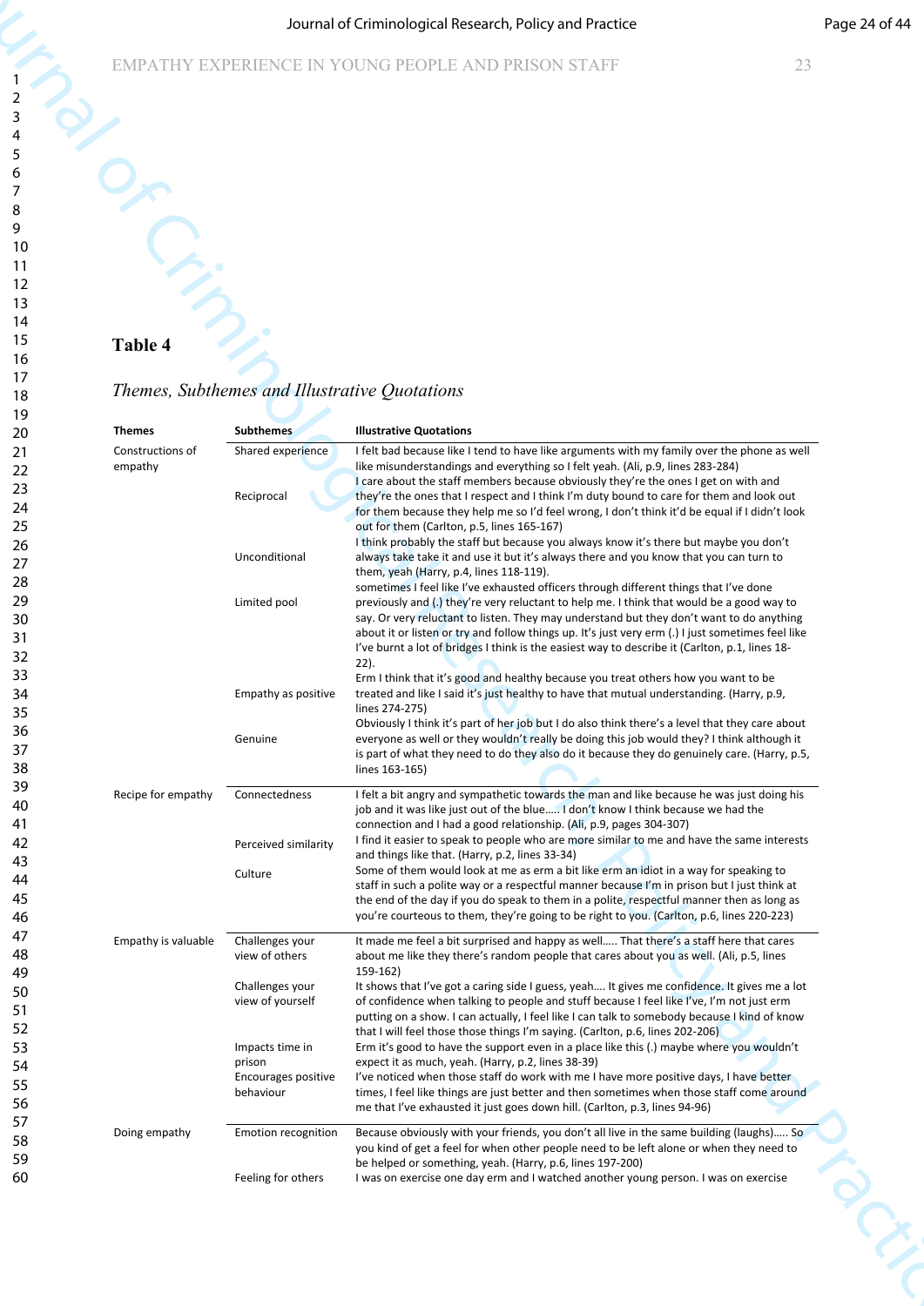**Table 4**

*Themes, Subthemes and Illustrative Quotations*

| Themes | Subthemes | Illustrative Quotations |
|---|---|---|
| Constructions of empathy | Shared experience | I felt bad because like I tend to have like arguments with my family over the phone as well like misunderstandings and everything so I felt yeah. (Ali, p.9, lines 283-284) |
| | Reciprocal | I care about the staff members because obviously they're the ones I get on with and they're the ones that I respect and I think I'm duty bound to care for them and look out for them because they help me so I'd feel wrong, I don't think it'd be equal if I didn't look out for them (Carlton, p.5, lines 165-167) |
| | Unconditional | I think probably the staff but because you always know it's there but maybe you don't always take take it and use it but it's always there and you know that you can turn to them, yeah (Harry, p.4, lines 118-119). |
| | Limited pool | sometimes I feel like I've exhausted officers through different things that I've done previously and (.) they're very reluctant to help me. I think that would be a good way to say. Or very reluctant to listen. They may understand but they don't want to do anything about it or listen or try and follow things up. It's just very erm (.) I just sometimes feel like I've burnt a lot of bridges I think is the easiest way to describe it (Carlton, p.1, lines 18-22). |
| | Empathy as positive | Erm I think that it's good and healthy because you treat others how you want to be treated and like I said it's just healthy to have that mutual understanding. (Harry, p.9, lines 274-275) |
| | Genuine | Obviously I think it's part of her job but I do also think there's a level that they care about everyone as well or they wouldn't really be doing this job would they? I think although it is part of what they need to do they also do it because they do genuinely care. (Harry, p.5, lines 163-165) |
| Recipe for empathy | Connectedness | I felt a bit angry and sympathetic towards the man and like because he was just doing his job and it was like just out of the blue….. I don't know I think because we had the connection and I had a good relationship. (Ali, p.9, pages 304-307) |
| | Perceived similarity | I find it easier to speak to people who are more similar to me and have the same interests and things like that. (Harry, p.2, lines 33-34) |
| | Culture | Some of them would look at me as erm a bit like erm an idiot in a way for speaking to staff in such a polite way or a respectful manner because I'm in prison but I just think at the end of the day if you do speak to them in a polite, respectful manner then as long as you're courteous to them, they're going to be right to you. (Carlton, p.6, lines 220-223) |
| Empathy is valuable | Challenges your view of others | It made me feel a bit surprised and happy as well….. That there's a staff here that cares about me like they there's random people that cares about you as well. (Ali, p.5, lines 159-162) |
| | Challenges your view of yourself | It shows that I've got a caring side I guess, yeah…. It gives me confidence. It gives me a lot of confidence when talking to people and stuff because I feel like I've, I'm not just erm putting on a show. I can actually, I feel like I can talk to somebody because I kind of know that I will feel those those things I'm saying. (Carlton, p.6, lines 202-206) |
| | Impacts time in prison | Erm it's good to have the support even in a place like this (.) maybe where you wouldn't expect it as much, yeah. (Harry, p.2, lines 38-39) |
| | Encourages positive behaviour | I've noticed when those staff do work with me I have more positive days, I have better times, I feel like things are just better and then sometimes when those staff come around me that I've exhausted it just goes down hill. (Carlton, p.3, lines 94-96) |
| Doing empathy | Emotion recognition | Because obviously with your friends, you don't all live in the same building (laughs)….. So you kind of get a feel for when other people need to be left alone or when they need to be helped or something, yeah. (Harry, p.6, lines 197-200) |
| | Feeling for others | I was on exercise one day erm and I watched another young person. I was on exercise |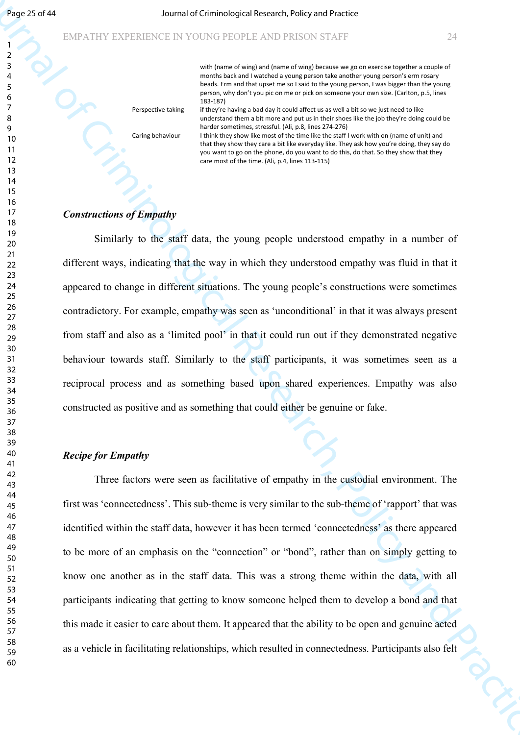| | |
|---|---|
| | with (name of wing) and (name of wing) because we go on exercise together a couple of months back and I watched a young person take another young person's erm rosary beads. Erm and that upset me so I said to the young person, I was bigger than the young person, why don't you pic on me or pick on someone your own size. (Carlton, p.5, lines 183-187) |
| Perspective taking | if they're having a bad day it could affect us as well a bit so we just need to like understand them a bit more and put us in their shoes like the job they're doing could be harder sometimes, stressful. (Ali, p.8, lines 274-276) |
| Caring behaviour | I think they show like most of the time like the staff I work with on (name of unit) and that they show they care a bit like everyday like. They ask how you're doing, they say do you want to go on the phone, do you want to do this, do that. So they show that they care most of the time. (Ali, p.4, lines 113-115) |

***Constructions of Empathy***

Similarly to the staff data, the young people understood empathy in a number of different ways, indicating that the way in which they understood empathy was fluid in that it appeared to change in different situations. The young people's constructions were sometimes contradictory. For example, empathy was seen as 'unconditional' in that it was always present from staff and also as a 'limited pool' in that it could run out if they demonstrated negative behaviour towards staff. Similarly to the staff participants, it was sometimes seen as a reciprocal process and as something based upon shared experiences. Empathy was also constructed as positive and as something that could either be genuine or fake.

***Recipe for Empathy***

Three factors were seen as facilitative of empathy in the custodial environment. The first was 'connectedness'. This sub-theme is very similar to the sub-theme of 'rapport' that was identified within the staff data, however it has been termed 'connectedness' as there appeared to be more of an emphasis on the "connection" or "bond", rather than on simply getting to know one another as in the staff data. This was a strong theme within the data, with all participants indicating that getting to know someone helped them to develop a bond and that this made it easier to care about them. It appeared that the ability to be open and genuine acted as a vehicle in facilitating relationships, which resulted in connectedness. Participants also felt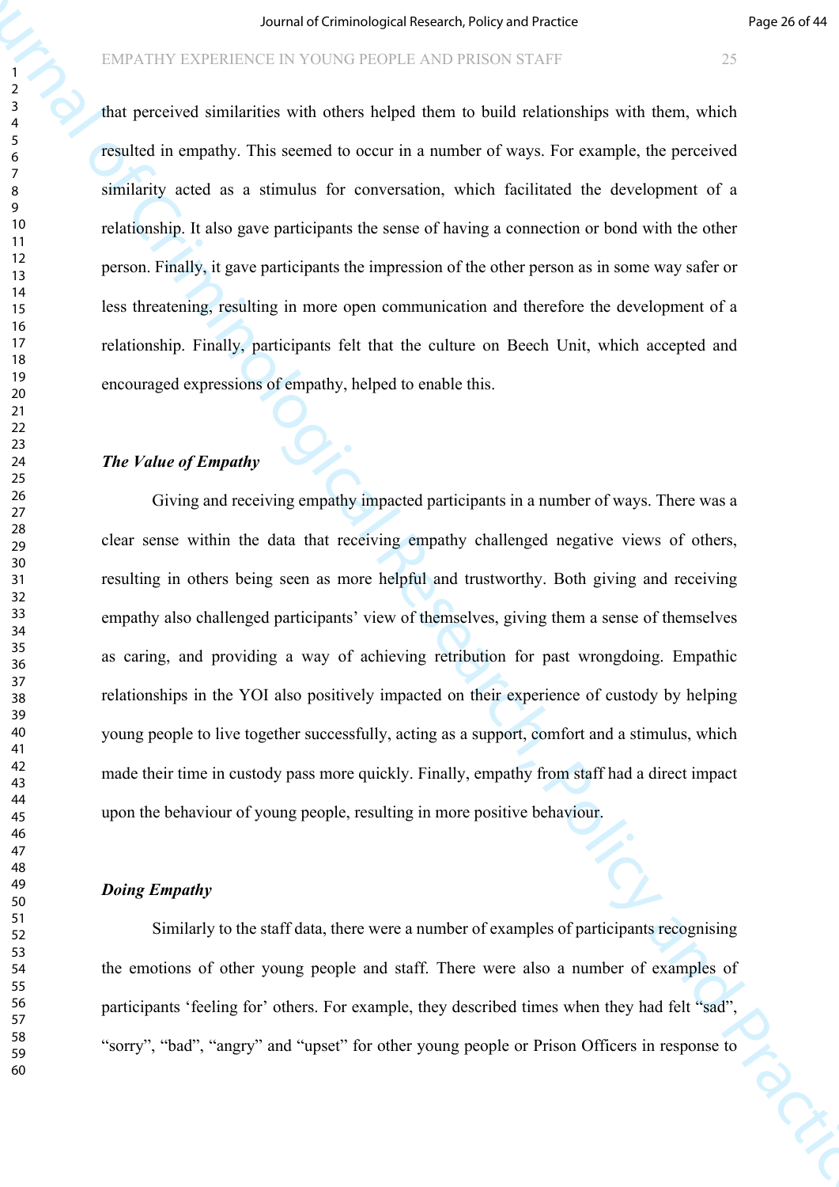that perceived similarities with others helped them to build relationships with them, which resulted in empathy. This seemed to occur in a number of ways. For example, the perceived similarity acted as a stimulus for conversation, which facilitated the development of a relationship. It also gave participants the sense of having a connection or bond with the other person. Finally, it gave participants the impression of the other person as in some way safer or less threatening, resulting in more open communication and therefore the development of a relationship. Finally, participants felt that the culture on Beech Unit, which accepted and encouraged expressions of empathy, helped to enable this.

***The Value of Empathy***

Giving and receiving empathy impacted participants in a number of ways. There was a clear sense within the data that receiving empathy challenged negative views of others, resulting in others being seen as more helpful and trustworthy. Both giving and receiving empathy also challenged participants' view of themselves, giving them a sense of themselves as caring, and providing a way of achieving retribution for past wrongdoing. Empathic relationships in the YOI also positively impacted on their experience of custody by helping young people to live together successfully, acting as a support, comfort and a stimulus, which made their time in custody pass more quickly. Finally, empathy from staff had a direct impact upon the behaviour of young people, resulting in more positive behaviour.

***Doing Empathy***

Similarly to the staff data, there were a number of examples of participants recognising the emotions of other young people and staff. There were also a number of examples of participants 'feeling for' others. For example, they described times when they had felt "sad", "sorry", "bad", "angry" and "upset" for other young people or Prison Officers in response to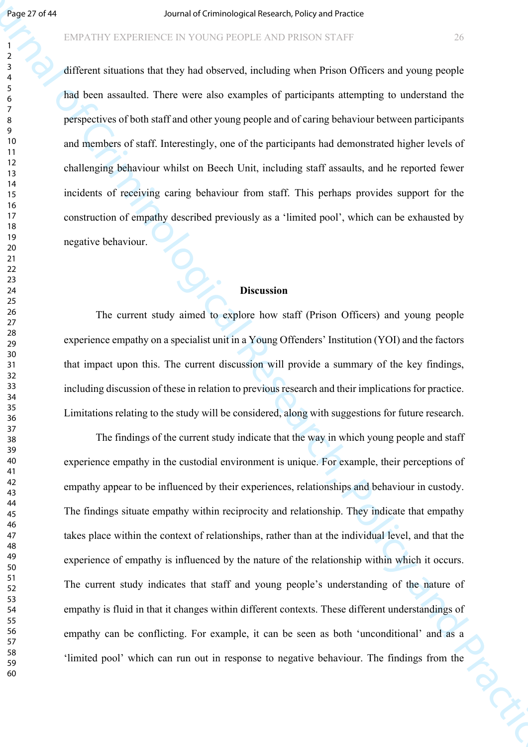different situations that they had observed, including when Prison Officers and young people had been assaulted. There were also examples of participants attempting to understand the perspectives of both staff and other young people and of caring behaviour between participants and members of staff. Interestingly, one of the participants had demonstrated higher levels of challenging behaviour whilst on Beech Unit, including staff assaults, and he reported fewer incidents of receiving caring behaviour from staff. This perhaps provides support for the construction of empathy described previously as a 'limited pool', which can be exhausted by negative behaviour.

## Discussion

The current study aimed to explore how staff (Prison Officers) and young people experience empathy on a specialist unit in a Young Offenders' Institution (YOI) and the factors that impact upon this. The current discussion will provide a summary of the key findings, including discussion of these in relation to previous research and their implications for practice. Limitations relating to the study will be considered, along with suggestions for future research.

The findings of the current study indicate that the way in which young people and staff experience empathy in the custodial environment is unique. For example, their perceptions of empathy appear to be influenced by their experiences, relationships and behaviour in custody. The findings situate empathy within reciprocity and relationship. They indicate that empathy takes place within the context of relationships, rather than at the individual level, and that the experience of empathy is influenced by the nature of the relationship within which it occurs. The current study indicates that staff and young people's understanding of the nature of empathy is fluid in that it changes within different contexts. These different understandings of empathy can be conflicting. For example, it can be seen as both 'unconditional' and as a 'limited pool' which can run out in response to negative behaviour. The findings from the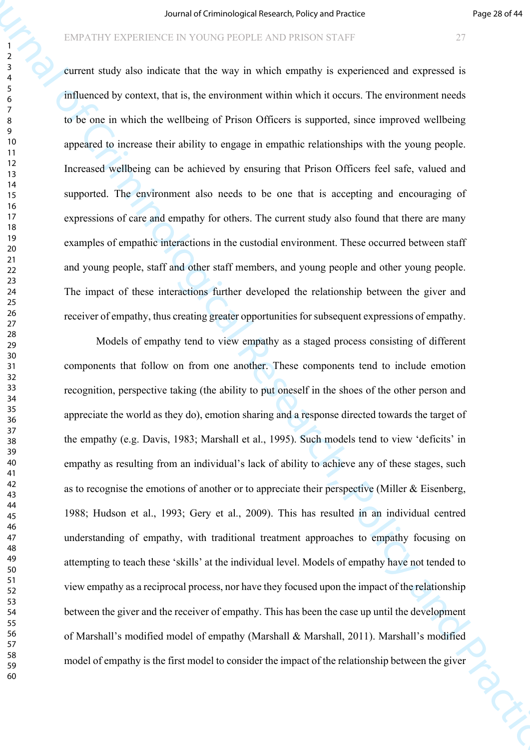current study also indicate that the way in which empathy is experienced and expressed is influenced by context, that is, the environment within which it occurs. The environment needs to be one in which the wellbeing of Prison Officers is supported, since improved wellbeing appeared to increase their ability to engage in empathic relationships with the young people. Increased wellbeing can be achieved by ensuring that Prison Officers feel safe, valued and supported. The environment also needs to be one that is accepting and encouraging of expressions of care and empathy for others. The current study also found that there are many examples of empathic interactions in the custodial environment. These occurred between staff and young people, staff and other staff members, and young people and other young people. The impact of these interactions further developed the relationship between the giver and receiver of empathy, thus creating greater opportunities for subsequent expressions of empathy.

Models of empathy tend to view empathy as a staged process consisting of different components that follow on from one another. These components tend to include emotion recognition, perspective taking (the ability to put oneself in the shoes of the other person and appreciate the world as they do), emotion sharing and a response directed towards the target of the empathy (e.g. Davis, 1983; Marshall et al., 1995). Such models tend to view 'deficits' in empathy as resulting from an individual's lack of ability to achieve any of these stages, such as to recognise the emotions of another or to appreciate their perspective (Miller & Eisenberg, 1988; Hudson et al., 1993; Gery et al., 2009). This has resulted in an individual centred understanding of empathy, with traditional treatment approaches to empathy focusing on attempting to teach these 'skills' at the individual level. Models of empathy have not tended to view empathy as a reciprocal process, nor have they focused upon the impact of the relationship between the giver and the receiver of empathy. This has been the case up until the development of Marshall's modified model of empathy (Marshall & Marshall, 2011). Marshall's modified model of empathy is the first model to consider the impact of the relationship between the giver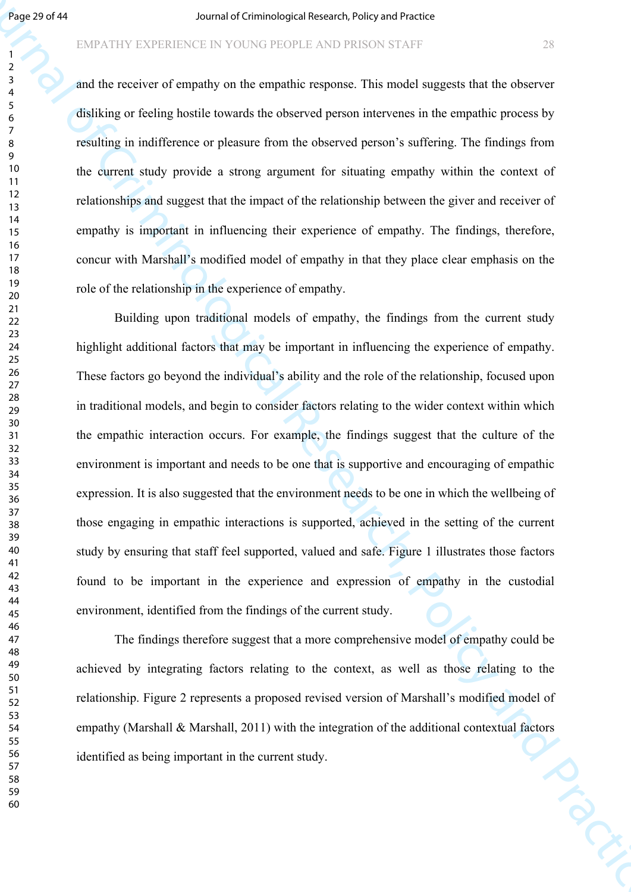and the receiver of empathy on the empathic response. This model suggests that the observer disliking or feeling hostile towards the observed person intervenes in the empathic process by resulting in indifference or pleasure from the observed person's suffering. The findings from the current study provide a strong argument for situating empathy within the context of relationships and suggest that the impact of the relationship between the giver and receiver of empathy is important in influencing their experience of empathy. The findings, therefore, concur with Marshall's modified model of empathy in that they place clear emphasis on the role of the relationship in the experience of empathy.

Building upon traditional models of empathy, the findings from the current study highlight additional factors that may be important in influencing the experience of empathy. These factors go beyond the individual's ability and the role of the relationship, focused upon in traditional models, and begin to consider factors relating to the wider context within which the empathic interaction occurs. For example, the findings suggest that the culture of the environment is important and needs to be one that is supportive and encouraging of empathic expression. It is also suggested that the environment needs to be one in which the wellbeing of those engaging in empathic interactions is supported, achieved in the setting of the current study by ensuring that staff feel supported, valued and safe. Figure 1 illustrates those factors found to be important in the experience and expression of empathy in the custodial environment, identified from the findings of the current study.

The findings therefore suggest that a more comprehensive model of empathy could be achieved by integrating factors relating to the context, as well as those relating to the relationship. Figure 2 represents a proposed revised version of Marshall's modified model of empathy (Marshall & Marshall, 2011) with the integration of the additional contextual factors identified as being important in the current study.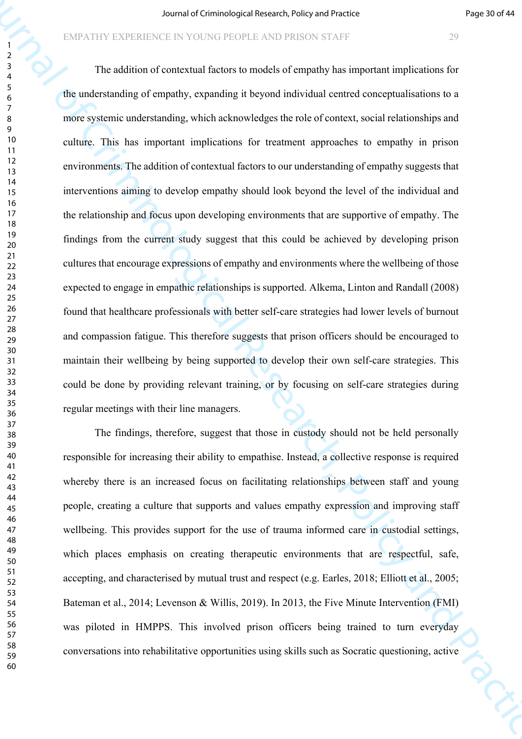The addition of contextual factors to models of empathy has important implications for the understanding of empathy, expanding it beyond individual centred conceptualisations to a more systemic understanding, which acknowledges the role of context, social relationships and culture. This has important implications for treatment approaches to empathy in prison environments. The addition of contextual factors to our understanding of empathy suggests that interventions aiming to develop empathy should look beyond the level of the individual and the relationship and focus upon developing environments that are supportive of empathy. The findings from the current study suggest that this could be achieved by developing prison cultures that encourage expressions of empathy and environments where the wellbeing of those expected to engage in empathic relationships is supported. Alkema, Linton and Randall (2008) found that healthcare professionals with better self-care strategies had lower levels of burnout and compassion fatigue. This therefore suggests that prison officers should be encouraged to maintain their wellbeing by being supported to develop their own self-care strategies. This could be done by providing relevant training, or by focusing on self-care strategies during regular meetings with their line managers.

The findings, therefore, suggest that those in custody should not be held personally responsible for increasing their ability to empathise. Instead, a collective response is required whereby there is an increased focus on facilitating relationships between staff and young people, creating a culture that supports and values empathy expression and improving staff wellbeing. This provides support for the use of trauma informed care in custodial settings, which places emphasis on creating therapeutic environments that are respectful, safe, accepting, and characterised by mutual trust and respect (e.g. Earles, 2018; Elliott et al., 2005; Bateman et al., 2014; Levenson & Willis, 2019). In 2013, the Five Minute Intervention (FMI) was piloted in HMPPS. This involved prison officers being trained to turn everyday conversations into rehabilitative opportunities using skills such as Socratic questioning, active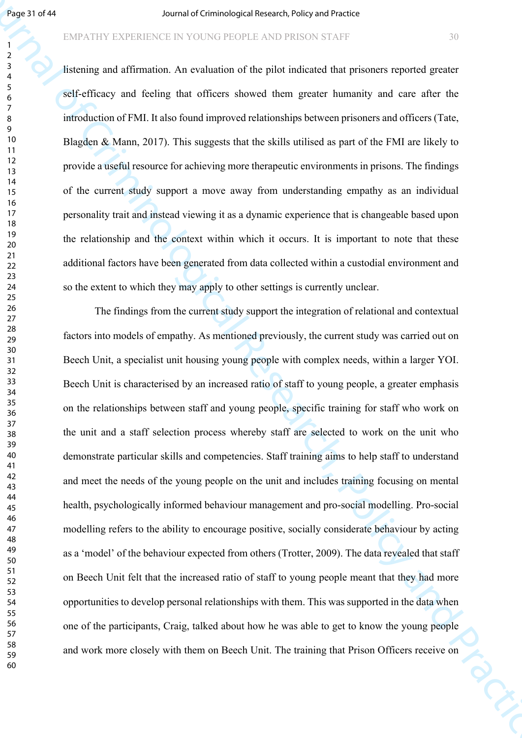listening and affirmation. An evaluation of the pilot indicated that prisoners reported greater self-efficacy and feeling that officers showed them greater humanity and care after the introduction of FMI. It also found improved relationships between prisoners and officers (Tate, Blagden & Mann, 2017). This suggests that the skills utilised as part of the FMI are likely to provide a useful resource for achieving more therapeutic environments in prisons. The findings of the current study support a move away from understanding empathy as an individual personality trait and instead viewing it as a dynamic experience that is changeable based upon the relationship and the context within which it occurs. It is important to note that these additional factors have been generated from data collected within a custodial environment and so the extent to which they may apply to other settings is currently unclear.

The findings from the current study support the integration of relational and contextual factors into models of empathy. As mentioned previously, the current study was carried out on Beech Unit, a specialist unit housing young people with complex needs, within a larger YOI. Beech Unit is characterised by an increased ratio of staff to young people, a greater emphasis on the relationships between staff and young people, specific training for staff who work on the unit and a staff selection process whereby staff are selected to work on the unit who demonstrate particular skills and competencies. Staff training aims to help staff to understand and meet the needs of the young people on the unit and includes training focusing on mental health, psychologically informed behaviour management and pro-social modelling. Pro-social modelling refers to the ability to encourage positive, socially considerate behaviour by acting as a 'model' of the behaviour expected from others (Trotter, 2009). The data revealed that staff on Beech Unit felt that the increased ratio of staff to young people meant that they had more opportunities to develop personal relationships with them. This was supported in the data when one of the participants, Craig, talked about how he was able to get to know the young people and work more closely with them on Beech Unit. The training that Prison Officers receive on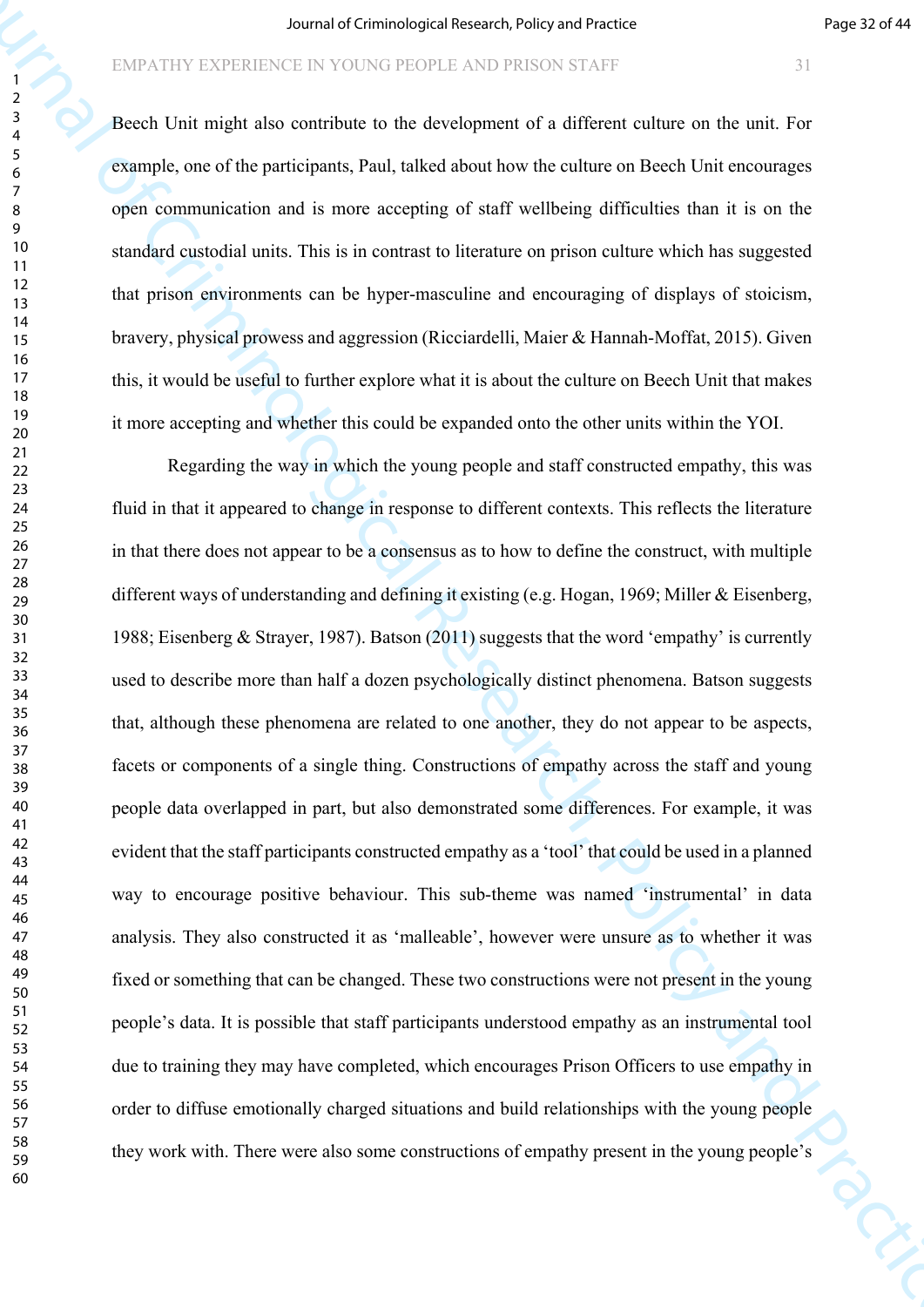Beech Unit might also contribute to the development of a different culture on the unit. For example, one of the participants, Paul, talked about how the culture on Beech Unit encourages open communication and is more accepting of staff wellbeing difficulties than it is on the standard custodial units. This is in contrast to literature on prison culture which has suggested that prison environments can be hyper-masculine and encouraging of displays of stoicism, bravery, physical prowess and aggression (Ricciardelli, Maier & Hannah-Moffat, 2015). Given this, it would be useful to further explore what it is about the culture on Beech Unit that makes it more accepting and whether this could be expanded onto the other units within the YOI.

Regarding the way in which the young people and staff constructed empathy, this was fluid in that it appeared to change in response to different contexts. This reflects the literature in that there does not appear to be a consensus as to how to define the construct, with multiple different ways of understanding and defining it existing (e.g. Hogan, 1969; Miller & Eisenberg, 1988; Eisenberg & Strayer, 1987). Batson (2011) suggests that the word 'empathy' is currently used to describe more than half a dozen psychologically distinct phenomena. Batson suggests that, although these phenomena are related to one another, they do not appear to be aspects, facets or components of a single thing. Constructions of empathy across the staff and young people data overlapped in part, but also demonstrated some differences. For example, it was evident that the staff participants constructed empathy as a 'tool' that could be used in a planned way to encourage positive behaviour. This sub-theme was named 'instrumental' in data analysis. They also constructed it as 'malleable', however were unsure as to whether it was fixed or something that can be changed. These two constructions were not present in the young people's data. It is possible that staff participants understood empathy as an instrumental tool due to training they may have completed, which encourages Prison Officers to use empathy in order to diffuse emotionally charged situations and build relationships with the young people they work with. There were also some constructions of empathy present in the young people's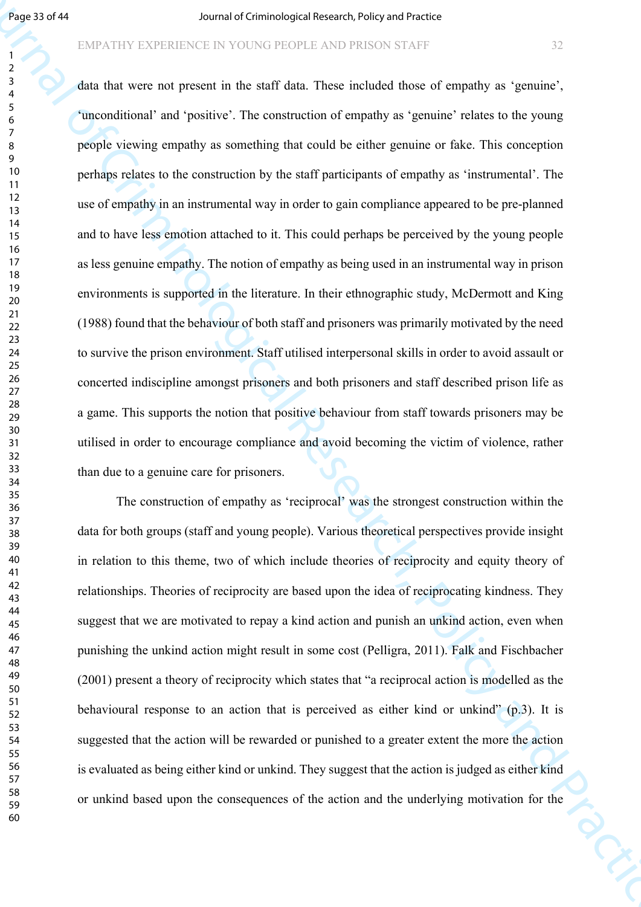data that were not present in the staff data. These included those of empathy as 'genuine', 'unconditional' and 'positive'. The construction of empathy as 'genuine' relates to the young people viewing empathy as something that could be either genuine or fake. This conception perhaps relates to the construction by the staff participants of empathy as 'instrumental'. The use of empathy in an instrumental way in order to gain compliance appeared to be pre-planned and to have less emotion attached to it. This could perhaps be perceived by the young people as less genuine empathy. The notion of empathy as being used in an instrumental way in prison environments is supported in the literature. In their ethnographic study, McDermott and King (1988) found that the behaviour of both staff and prisoners was primarily motivated by the need to survive the prison environment. Staff utilised interpersonal skills in order to avoid assault or concerted indiscipline amongst prisoners and both prisoners and staff described prison life as a game. This supports the notion that positive behaviour from staff towards prisoners may be utilised in order to encourage compliance and avoid becoming the victim of violence, rather than due to a genuine care for prisoners.

The construction of empathy as 'reciprocal' was the strongest construction within the data for both groups (staff and young people). Various theoretical perspectives provide insight in relation to this theme, two of which include theories of reciprocity and equity theory of relationships. Theories of reciprocity are based upon the idea of reciprocating kindness. They suggest that we are motivated to repay a kind action and punish an unkind action, even when punishing the unkind action might result in some cost (Pelligra, 2011). Falk and Fischbacher (2001) present a theory of reciprocity which states that "a reciprocal action is modelled as the behavioural response to an action that is perceived as either kind or unkind" (p.3). It is suggested that the action will be rewarded or punished to a greater extent the more the action is evaluated as being either kind or unkind. They suggest that the action is judged as either kind or unkind based upon the consequences of the action and the underlying motivation for the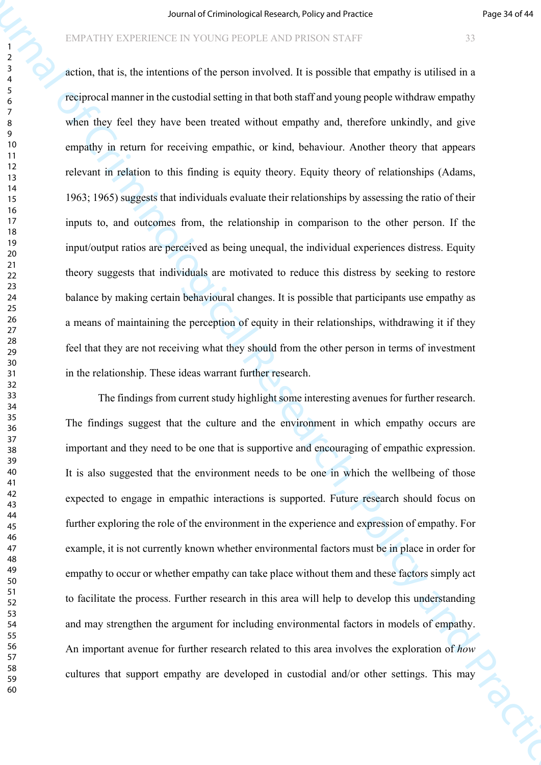action, that is, the intentions of the person involved. It is possible that empathy is utilised in a reciprocal manner in the custodial setting in that both staff and young people withdraw empathy when they feel they have been treated without empathy and, therefore unkindly, and give empathy in return for receiving empathic, or kind, behaviour. Another theory that appears relevant in relation to this finding is equity theory. Equity theory of relationships (Adams, 1963; 1965) suggests that individuals evaluate their relationships by assessing the ratio of their inputs to, and outcomes from, the relationship in comparison to the other person. If the input/output ratios are perceived as being unequal, the individual experiences distress. Equity theory suggests that individuals are motivated to reduce this distress by seeking to restore balance by making certain behavioural changes. It is possible that participants use empathy as a means of maintaining the perception of equity in their relationships, withdrawing it if they feel that they are not receiving what they should from the other person in terms of investment in the relationship. These ideas warrant further research.

The findings from current study highlight some interesting avenues for further research. The findings suggest that the culture and the environment in which empathy occurs are important and they need to be one that is supportive and encouraging of empathic expression. It is also suggested that the environment needs to be one in which the wellbeing of those expected to engage in empathic interactions is supported. Future research should focus on further exploring the role of the environment in the experience and expression of empathy. For example, it is not currently known whether environmental factors must be in place in order for empathy to occur or whether empathy can take place without them and these factors simply act to facilitate the process. Further research in this area will help to develop this understanding and may strengthen the argument for including environmental factors in models of empathy. An important avenue for further research related to this area involves the exploration of *how* cultures that support empathy are developed in custodial and/or other settings. This may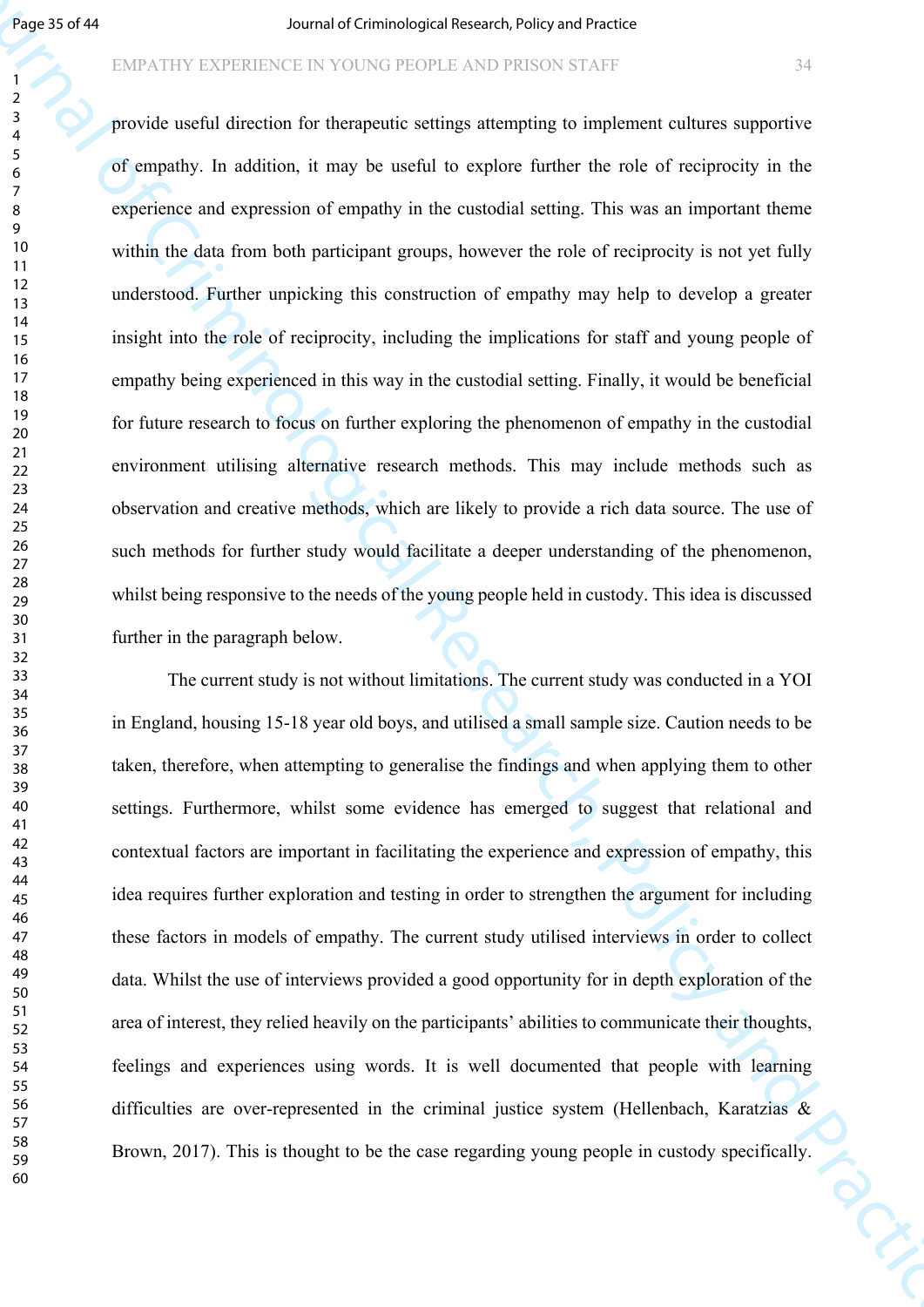provide useful direction for therapeutic settings attempting to implement cultures supportive of empathy. In addition, it may be useful to explore further the role of reciprocity in the experience and expression of empathy in the custodial setting. This was an important theme within the data from both participant groups, however the role of reciprocity is not yet fully understood. Further unpicking this construction of empathy may help to develop a greater insight into the role of reciprocity, including the implications for staff and young people of empathy being experienced in this way in the custodial setting. Finally, it would be beneficial for future research to focus on further exploring the phenomenon of empathy in the custodial environment utilising alternative research methods. This may include methods such as observation and creative methods, which are likely to provide a rich data source. The use of such methods for further study would facilitate a deeper understanding of the phenomenon, whilst being responsive to the needs of the young people held in custody. This idea is discussed further in the paragraph below.

The current study is not without limitations. The current study was conducted in a YOI in England, housing 15-18 year old boys, and utilised a small sample size. Caution needs to be taken, therefore, when attempting to generalise the findings and when applying them to other settings. Furthermore, whilst some evidence has emerged to suggest that relational and contextual factors are important in facilitating the experience and expression of empathy, this idea requires further exploration and testing in order to strengthen the argument for including these factors in models of empathy. The current study utilised interviews in order to collect data. Whilst the use of interviews provided a good opportunity for in depth exploration of the area of interest, they relied heavily on the participants' abilities to communicate their thoughts, feelings and experiences using words. It is well documented that people with learning difficulties are over-represented in the criminal justice system (Hellenbach, Karatzias & Brown, 2017). This is thought to be the case regarding young people in custody specifically.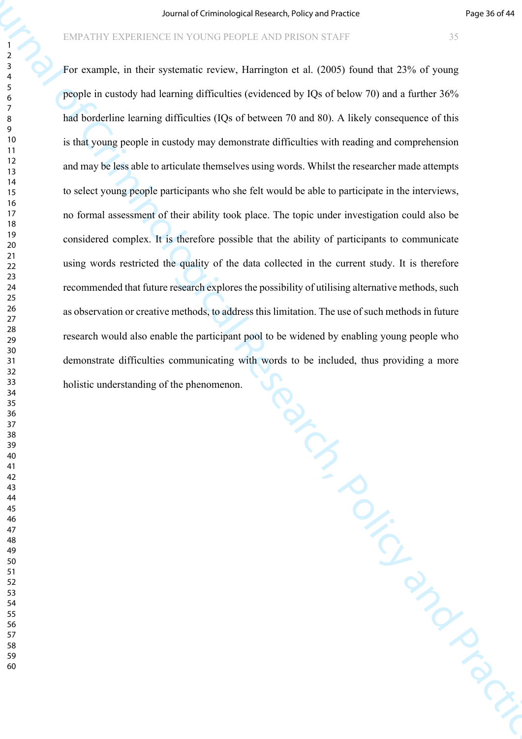For example, in their systematic review, Harrington et al. (2005) found that 23% of young people in custody had learning difficulties (evidenced by IQs of below 70) and a further 36% had borderline learning difficulties (IQs of between 70 and 80). A likely consequence of this is that young people in custody may demonstrate difficulties with reading and comprehension and may be less able to articulate themselves using words. Whilst the researcher made attempts to select young people participants who she felt would be able to participate in the interviews, no formal assessment of their ability took place. The topic under investigation could also be considered complex. It is therefore possible that the ability of participants to communicate using words restricted the quality of the data collected in the current study. It is therefore recommended that future research explores the possibility of utilising alternative methods, such as observation or creative methods, to address this limitation. The use of such methods in future research would also enable the participant pool to be widened by enabling young people who demonstrate difficulties communicating with words to be included, thus providing a more holistic understanding of the phenomenon.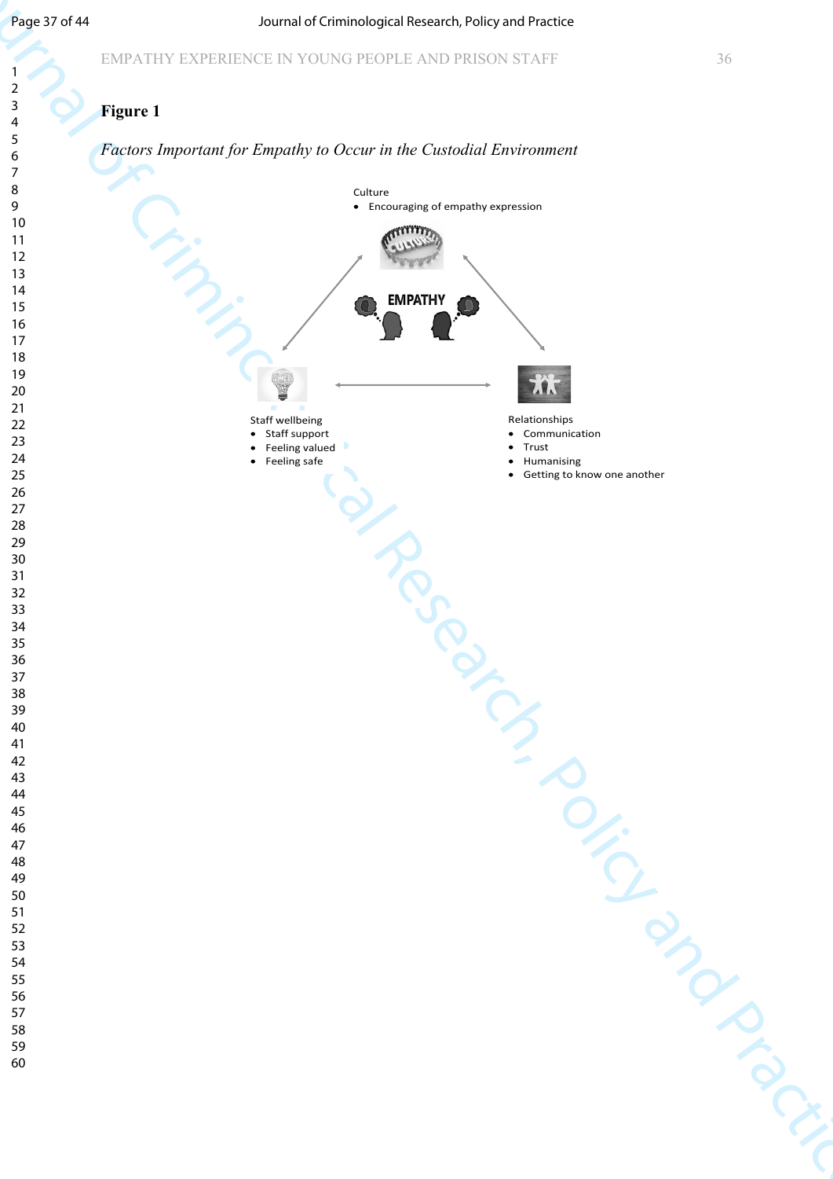**Figure 1**

*Factors Important for Empathy to Occur in the Custodial Environment*

Culture

- Encouraging of empathy expression

EMPATHY

Staff wellbeing

- Staff support
- Feeling valued
- Feeling safe

Relationships

- Communication
- Trust
- Humanising
- Getting to know one another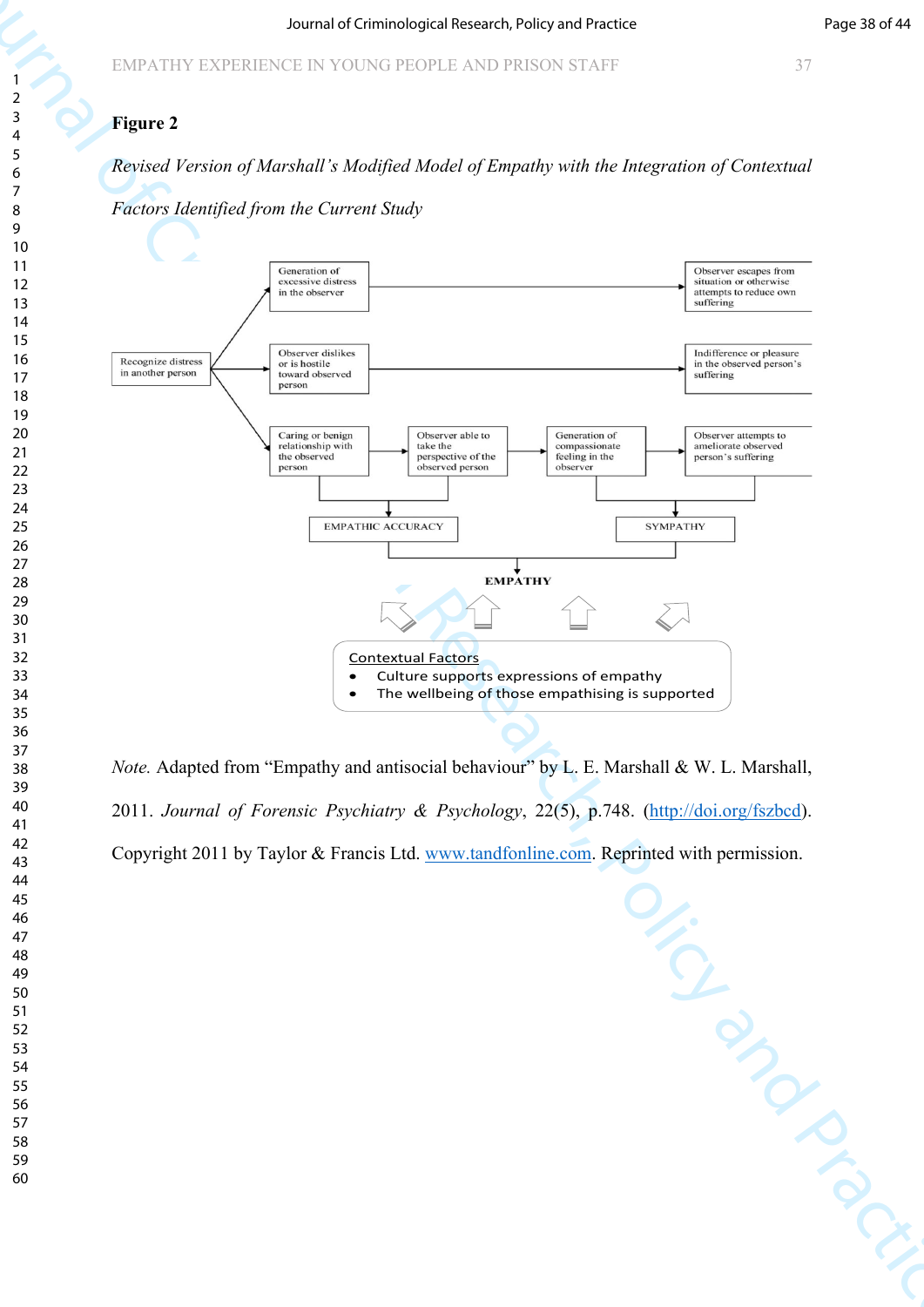**Figure 2**

*Revised Version of Marshall's Modified Model of Empathy with the Integration of Contextual Factors Identified from the Current Study*

Recognize distress in another person

Generation of excessive distress in the observer → Observer escapes from situation or otherwise attempts to reduce own suffering

Observer dislikes or is hostile toward observed person → Indifference or pleasure in the observed person's suffering

Caring or benign relationship with the observed person → Observer able to take the perspective of the observed person → Generation of compassionate feeling in the observer → Observer attempts to ameliorate observed person's suffering

EMPATHIC ACCURACY

SYMPATHY

EMPATHY

Contextual Factors

- Culture supports expressions of empathy
- The wellbeing of those empathising is supported

*Note.* Adapted from "Empathy and antisocial behaviour" by L. E. Marshall & W. L. Marshall, 2011. *Journal of Forensic Psychiatry & Psychology*, 22(5), p.748. (http://doi.org/fszbcd). Copyright 2011 by Taylor & Francis Ltd. www.tandfonline.com. Reprinted with permission.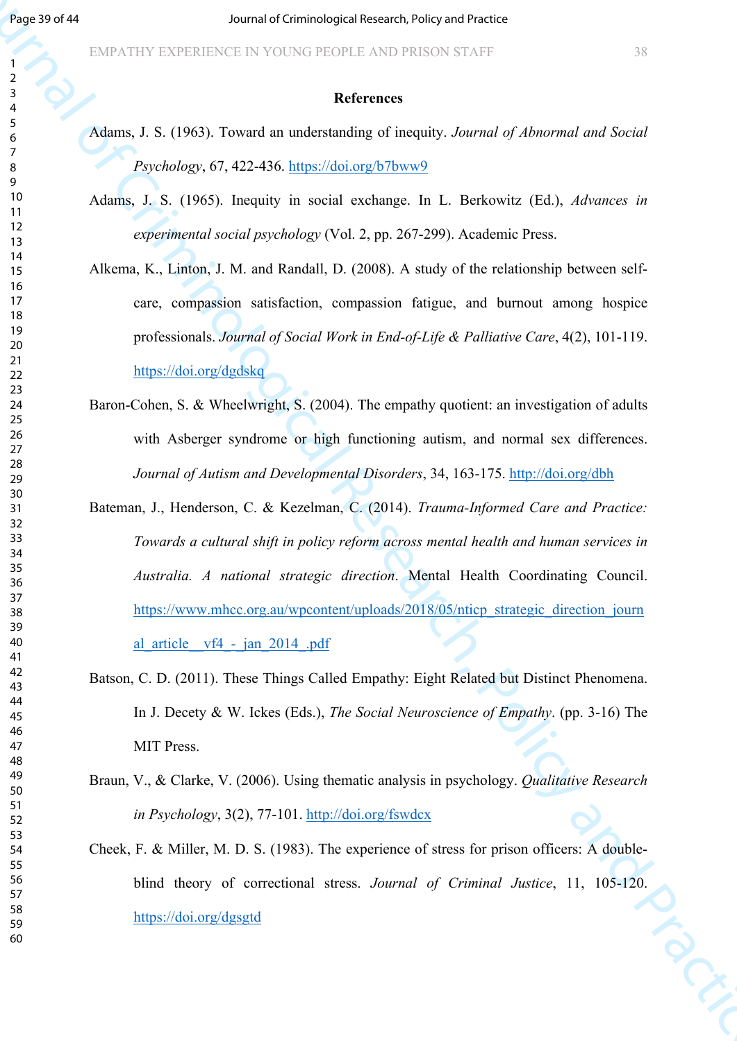**References**

Adams, J. S. (1963). Toward an understanding of inequity. *Journal of Abnormal and Social Psychology*, 67, 422-436. https://doi.org/b7bww9

Adams, J. S. (1965). Inequity in social exchange. In L. Berkowitz (Ed.), *Advances in experimental social psychology* (Vol. 2, pp. 267-299). Academic Press.

Alkema, K., Linton, J. M. and Randall, D. (2008). A study of the relationship between self-care, compassion satisfaction, compassion fatigue, and burnout among hospice professionals. *Journal of Social Work in End-of-Life & Palliative Care*, 4(2), 101-119. https://doi.org/dgdskq

Baron-Cohen, S. & Wheelwright, S. (2004). The empathy quotient: an investigation of adults with Asberger syndrome or high functioning autism, and normal sex differences. *Journal of Autism and Developmental Disorders*, 34, 163-175. http://doi.org/dbh

Bateman, J., Henderson, C. & Kezelman, C. (2014). *Trauma-Informed Care and Practice: Towards a cultural shift in policy reform across mental health and human services in Australia. A national strategic direction*. Mental Health Coordinating Council. https://www.mhcc.org.au/wpcontent/uploads/2018/05/nticp_strategic_direction_journal_article__vf4_-_jan_2014_.pdf

Batson, C. D. (2011). These Things Called Empathy: Eight Related but Distinct Phenomena. In J. Decety & W. Ickes (Eds.), *The Social Neuroscience of Empathy*. (pp. 3-16) The MIT Press.

Braun, V., & Clarke, V. (2006). Using thematic analysis in psychology. *Qualitative Research in Psychology*, 3(2), 77-101. http://doi.org/fswdcx

Cheek, F. & Miller, M. D. S. (1983). The experience of stress for prison officers: A double-blind theory of correctional stress. *Journal of Criminal Justice*, 11, 105-120. https://doi.org/dgsgtd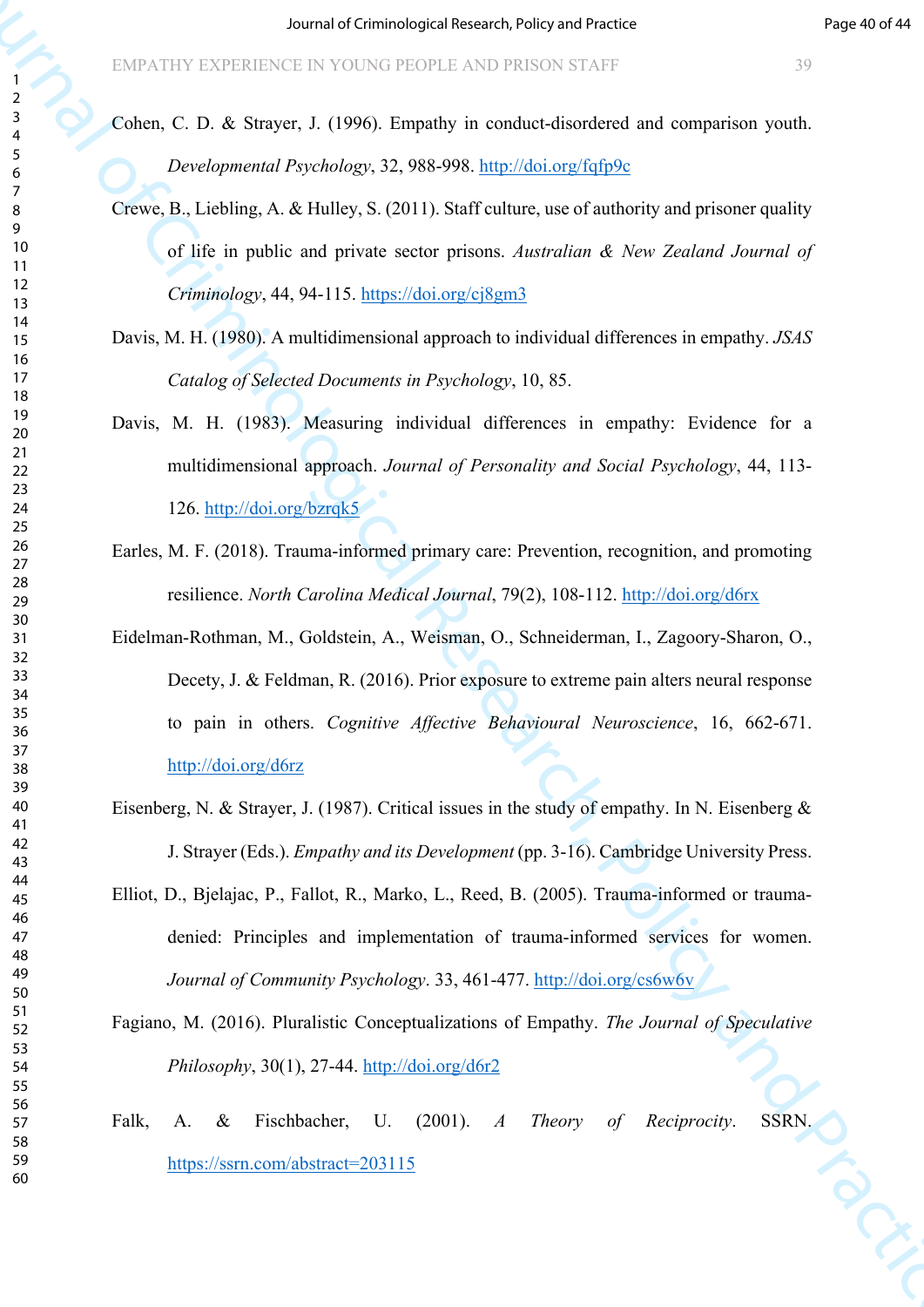Cohen, C. D. & Strayer, J. (1996). Empathy in conduct-disordered and comparison youth. *Developmental Psychology*, 32, 988-998. http://doi.org/fqfp9c

Crewe, B., Liebling, A. & Hulley, S. (2011). Staff culture, use of authority and prisoner quality of life in public and private sector prisons. *Australian & New Zealand Journal of Criminology*, 44, 94-115. https://doi.org/cj8gm3

Davis, M. H. (1980). A multidimensional approach to individual differences in empathy. *JSAS Catalog of Selected Documents in Psychology*, 10, 85.

Davis, M. H. (1983). Measuring individual differences in empathy: Evidence for a multidimensional approach. *Journal of Personality and Social Psychology*, 44, 113-126. http://doi.org/bzrqk5

Earles, M. F. (2018). Trauma-informed primary care: Prevention, recognition, and promoting resilience. *North Carolina Medical Journal*, 79(2), 108-112. http://doi.org/d6rx

Eidelman-Rothman, M., Goldstein, A., Weisman, O., Schneiderman, I., Zagoory-Sharon, O., Decety, J. & Feldman, R. (2016). Prior exposure to extreme pain alters neural response to pain in others. *Cognitive Affective Behavioural Neuroscience*, 16, 662-671. http://doi.org/d6rz

Eisenberg, N. & Strayer, J. (1987). Critical issues in the study of empathy. In N. Eisenberg & J. Strayer (Eds.). *Empathy and its Development* (pp. 3-16). Cambridge University Press.

Elliot, D., Bjelajac, P., Fallot, R., Marko, L., Reed, B. (2005). Trauma-informed or trauma-denied: Principles and implementation of trauma-informed services for women. *Journal of Community Psychology*. 33, 461-477. http://doi.org/cs6w6v

Fagiano, M. (2016). Pluralistic Conceptualizations of Empathy. *The Journal of Speculative Philosophy*, 30(1), 27-44. http://doi.org/d6r2

Falk, A. & Fischbacher, U. (2001). *A Theory of Reciprocity*. SSRN. https://ssrn.com/abstract=203115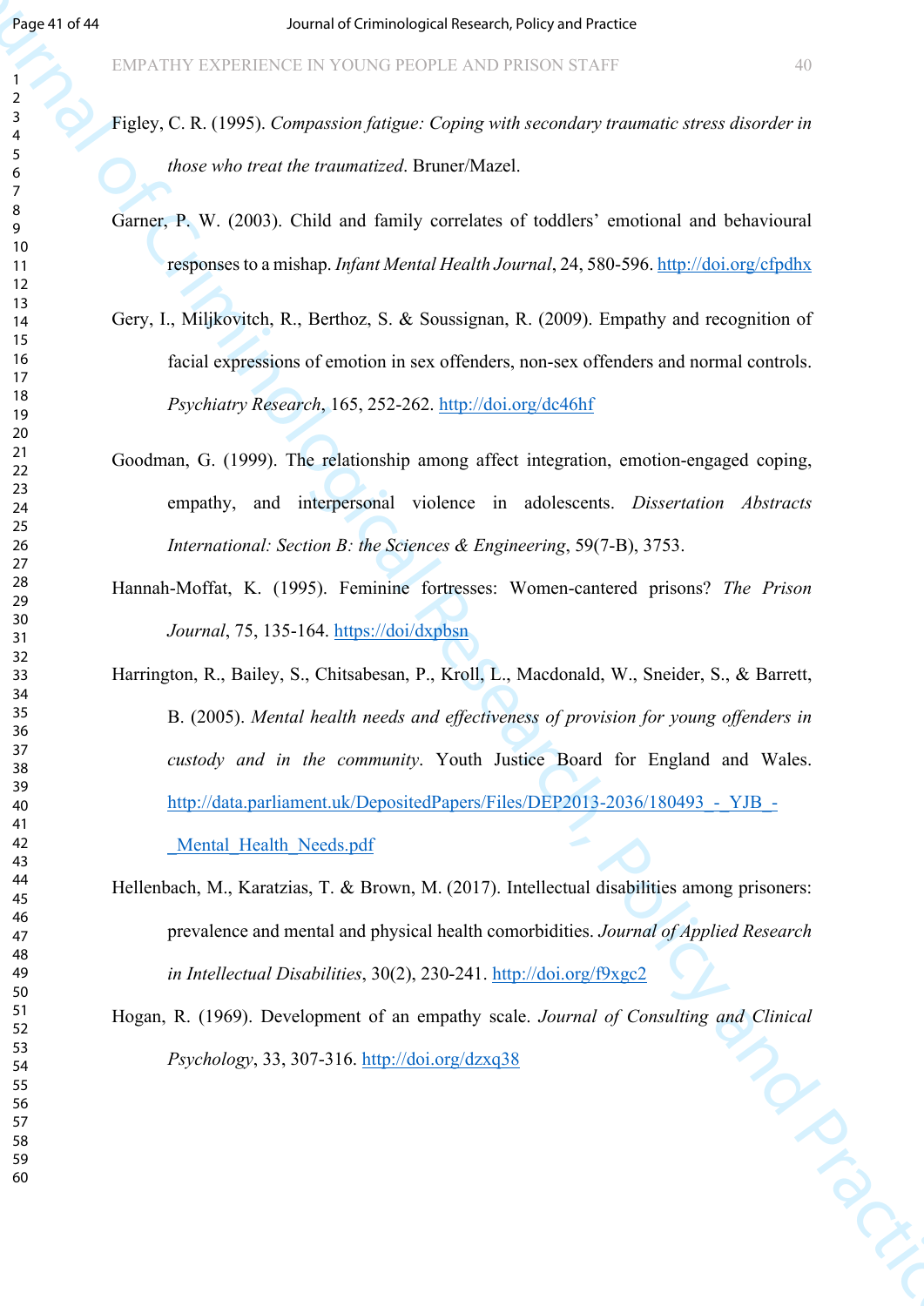Figley, C. R. (1995). *Compassion fatigue: Coping with secondary traumatic stress disorder in those who treat the traumatized*. Bruner/Mazel.

Garner, P. W. (2003). Child and family correlates of toddlers' emotional and behavioural responses to a mishap. *Infant Mental Health Journal*, 24, 580-596. http://doi.org/cfpdhx

Gery, I., Miljkovitch, R., Berthoz, S. & Soussignan, R. (2009). Empathy and recognition of facial expressions of emotion in sex offenders, non-sex offenders and normal controls. *Psychiatry Research*, 165, 252-262. http://doi.org/dc46hf

Goodman, G. (1999). The relationship among affect integration, emotion-engaged coping, empathy, and interpersonal violence in adolescents. *Dissertation Abstracts International: Section B: the Sciences & Engineering*, 59(7-B), 3753.

Hannah-Moffat, K. (1995). Feminine fortresses: Women-cantered prisons? *The Prison Journal*, 75, 135-164. https://doi/dxpbsn

Harrington, R., Bailey, S., Chitsabesan, P., Kroll, L., Macdonald, W., Sneider, S., & Barrett, B. (2005). *Mental health needs and effectiveness of provision for young offenders in custody and in the community*. Youth Justice Board for England and Wales. http://data.parliament.uk/DepositedPapers/Files/DEP2013-2036/180493_-_YJB_-_Mental_Health_Needs.pdf

Hellenbach, M., Karatzias, T. & Brown, M. (2017). Intellectual disabilities among prisoners: prevalence and mental and physical health comorbidities. *Journal of Applied Research in Intellectual Disabilities*, 30(2), 230-241. http://doi.org/f9xgc2

Hogan, R. (1969). Development of an empathy scale. *Journal of Consulting and Clinical Psychology*, 33, 307-316. http://doi.org/dzxq38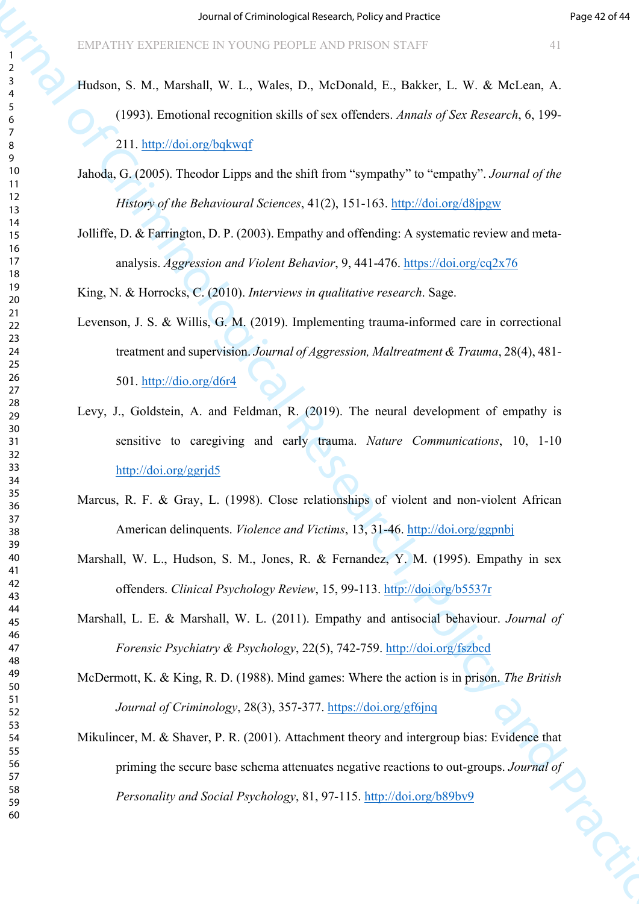Hudson, S. M., Marshall, W. L., Wales, D., McDonald, E., Bakker, L. W. & McLean, A. (1993). Emotional recognition skills of sex offenders. *Annals of Sex Research*, 6, 199-211. http://doi.org/bqkwqf

Jahoda, G. (2005). Theodor Lipps and the shift from "sympathy" to "empathy". *Journal of the History of the Behavioural Sciences*, 41(2), 151-163. http://doi.org/d8jpgw

Jolliffe, D. & Farrington, D. P. (2003). Empathy and offending: A systematic review and meta-analysis. *Aggression and Violent Behavior*, 9, 441-476. https://doi.org/cq2x76

King, N. & Horrocks, C. (2010). *Interviews in qualitative research*. Sage.

Levenson, J. S. & Willis, G. M. (2019). Implementing trauma-informed care in correctional treatment and supervision. *Journal of Aggression, Maltreatment & Trauma*, 28(4), 481-501. http://dio.org/d6r4

Levy, J., Goldstein, A. and Feldman, R. (2019). The neural development of empathy is sensitive to caregiving and early trauma. *Nature Communications*, 10, 1-10 http://doi.org/ggrjd5

Marcus, R. F. & Gray, L. (1998). Close relationships of violent and non-violent African American delinquents. *Violence and Victims*, 13, 31-46. http://doi.org/ggpnbj

Marshall, W. L., Hudson, S. M., Jones, R. & Fernandez, Y. M. (1995). Empathy in sex offenders. *Clinical Psychology Review*, 15, 99-113. http://doi.org/b5537r

Marshall, L. E. & Marshall, W. L. (2011). Empathy and antisocial behaviour. *Journal of Forensic Psychiatry & Psychology*, 22(5), 742-759. http://doi.org/fszbcd

McDermott, K. & King, R. D. (1988). Mind games: Where the action is in prison. *The British Journal of Criminology*, 28(3), 357-377. https://doi.org/gf6jnq

Mikulincer, M. & Shaver, P. R. (2001). Attachment theory and intergroup bias: Evidence that priming the secure base schema attenuates negative reactions to out-groups. *Journal of Personality and Social Psychology*, 81, 97-115. http://doi.org/b89bv9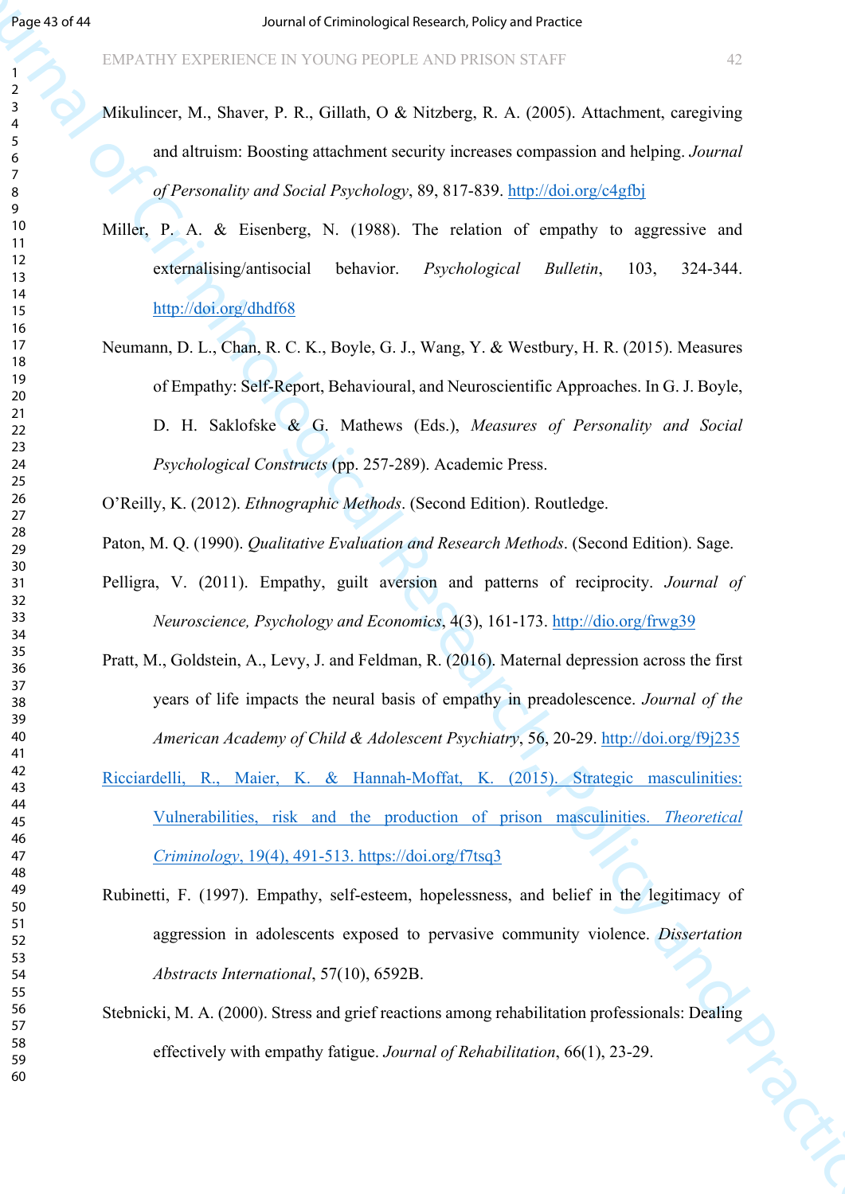Mikulincer, M., Shaver, P. R., Gillath, O & Nitzberg, R. A. (2005). Attachment, caregiving and altruism: Boosting attachment security increases compassion and helping. *Journal of Personality and Social Psychology*, 89, 817-839. http://doi.org/c4gfbj

Miller, P. A. & Eisenberg, N. (1988). The relation of empathy to aggressive and externalising/antisocial behavior. *Psychological Bulletin*, 103, 324-344. http://doi.org/dhdf68

Neumann, D. L., Chan, R. C. K., Boyle, G. J., Wang, Y. & Westbury, H. R. (2015). Measures of Empathy: Self-Report, Behavioural, and Neuroscientific Approaches. In G. J. Boyle, D. H. Saklofske & G. Mathews (Eds.), *Measures of Personality and Social Psychological Constructs* (pp. 257-289). Academic Press.

O'Reilly, K. (2012). *Ethnographic Methods*. (Second Edition). Routledge.

Paton, M. Q. (1990). *Qualitative Evaluation and Research Methods*. (Second Edition). Sage.

Pelligra, V. (2011). Empathy, guilt aversion and patterns of reciprocity. *Journal of Neuroscience, Psychology and Economics*, 4(3), 161-173. http://dio.org/frwg39

Pratt, M., Goldstein, A., Levy, J. and Feldman, R. (2016). Maternal depression across the first years of life impacts the neural basis of empathy in preadolescence. *Journal of the American Academy of Child & Adolescent Psychiatry*, 56, 20-29. http://doi.org/f9j235

Ricciardelli, R., Maier, K. & Hannah-Moffat, K. (2015). Strategic masculinities: Vulnerabilities, risk and the production of prison masculinities. *Theoretical Criminology*, 19(4), 491-513. https://doi.org/f7tsq3

Rubinetti, F. (1997). Empathy, self-esteem, hopelessness, and belief in the legitimacy of aggression in adolescents exposed to pervasive community violence. *Dissertation Abstracts International*, 57(10), 6592B.

Stebnicki, M. A. (2000). Stress and grief reactions among rehabilitation professionals: Dealing effectively with empathy fatigue. *Journal of Rehabilitation*, 66(1), 23-29.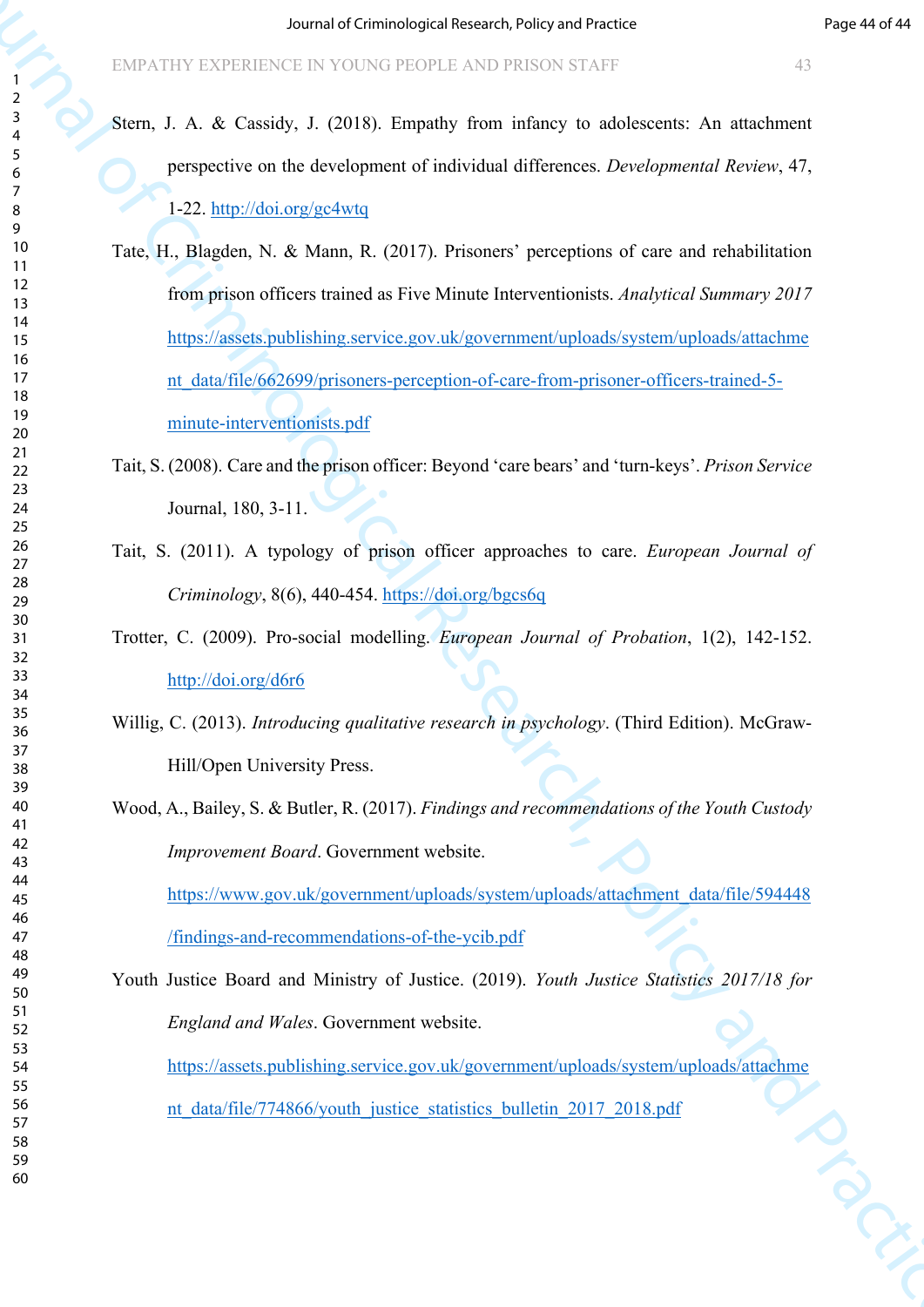Stern, J. A. & Cassidy, J. (2018). Empathy from infancy to adolescents: An attachment perspective on the development of individual differences. *Developmental Review*, 47, 1-22. http://doi.org/gc4wtq

Tate, H., Blagden, N. & Mann, R. (2017). Prisoners' perceptions of care and rehabilitation from prison officers trained as Five Minute Interventionists. *Analytical Summary 2017* https://assets.publishing.service.gov.uk/government/uploads/system/uploads/attachment_data/file/662699/prisoners-perception-of-care-from-prisoner-officers-trained-5-minute-interventionists.pdf

Tait, S. (2008). Care and the prison officer: Beyond 'care bears' and 'turn-keys'. *Prison Service* Journal, 180, 3-11.

Tait, S. (2011). A typology of prison officer approaches to care. *European Journal of Criminology*, 8(6), 440-454. https://doi.org/bgcs6q

Trotter, C. (2009). Pro-social modelling. *European Journal of Probation*, 1(2), 142-152. http://doi.org/d6r6

Willig, C. (2013). *Introducing qualitative research in psychology*. (Third Edition). McGraw-Hill/Open University Press.

Wood, A., Bailey, S. & Butler, R. (2017). *Findings and recommendations of the Youth Custody Improvement Board*. Government website. https://www.gov.uk/government/uploads/system/uploads/attachment_data/file/594448/findings-and-recommendations-of-the-ycib.pdf

Youth Justice Board and Ministry of Justice. (2019). *Youth Justice Statistics 2017/18 for England and Wales*. Government website. https://assets.publishing.service.gov.uk/government/uploads/system/uploads/attachment_data/file/774866/youth_justice_statistics_bulletin_2017_2018.pdf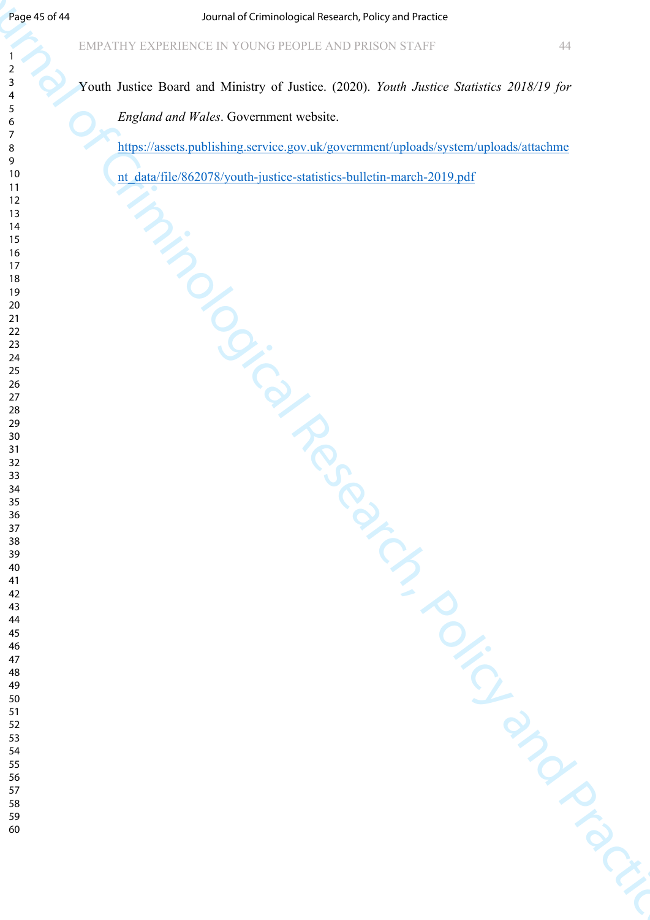Youth Justice Board and Ministry of Justice. (2020). *Youth Justice Statistics 2018/19 for England and Wales*. Government website. https://assets.publishing.service.gov.uk/government/uploads/system/uploads/attachment_data/file/862078/youth-justice-statistics-bulletin-march-2019.pdf